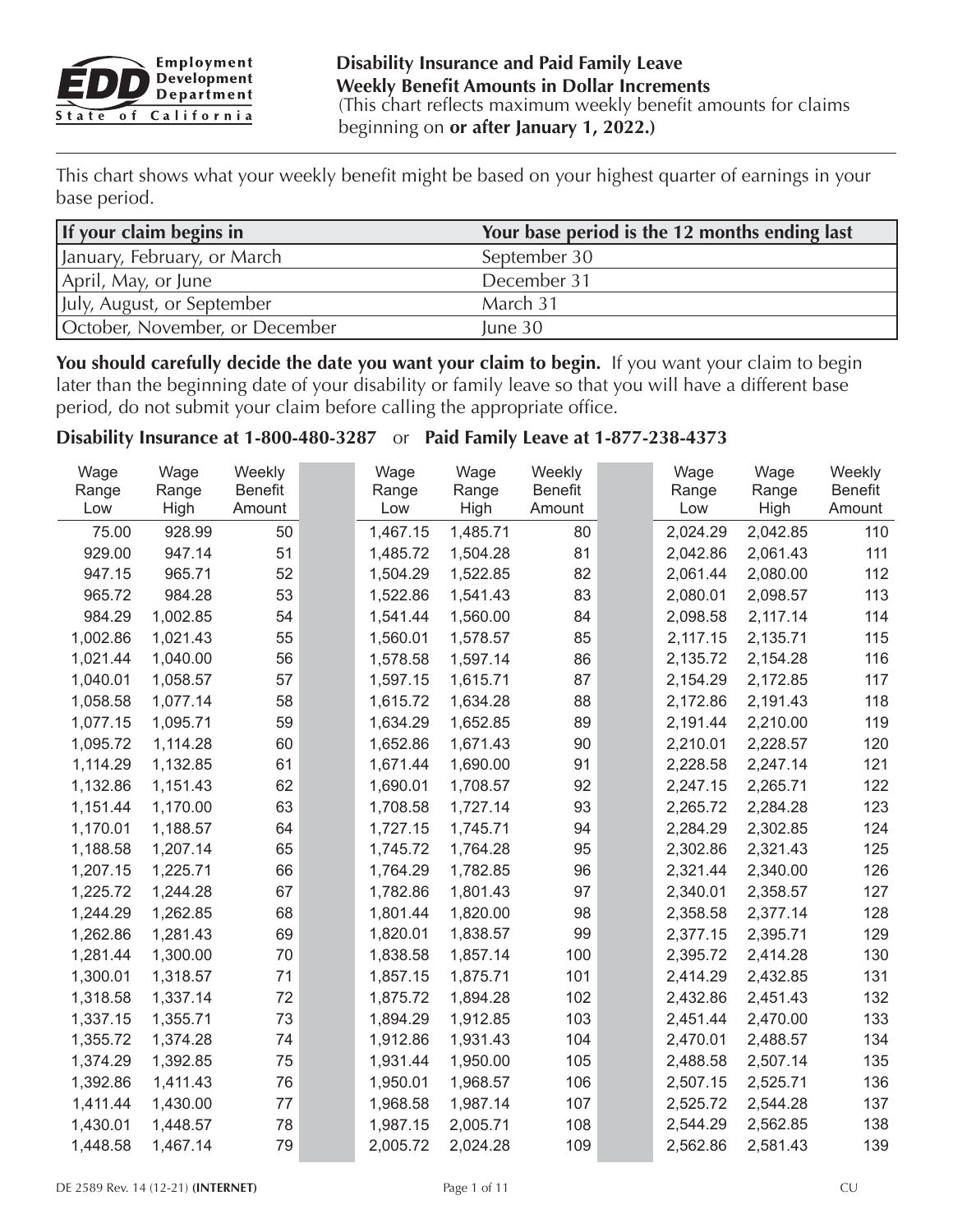Employment Development Department
State of California

# Disability Insurance and Paid Family Leave Weekly Benefit Amounts in Dollar Increments

(This chart reflects maximum weekly benefit amounts for claims beginning on **or after January 1, 2022.)**

This chart shows what your weekly benefit might be based on your highest quarter of earnings in your base period.

| If your claim begins in | Your base period is the 12 months ending last |
|---|---|
| January, February, or March | September 30 |
| April, May, or June | December 31 |
| July, August, or September | March 31 |
| October, November, or December | June 30 |

**You should carefully decide the date you want your claim to begin.** If you want your claim to begin later than the beginning date of your disability or family leave so that you will have a different base period, do not submit your claim before calling the appropriate office.

**Disability Insurance at 1-800-480-3287** or **Paid Family Leave at 1-877-238-4373**

| Wage Range Low | Wage Range High | Weekly Benefit Amount |
|---|---|---|
| 75.00 | 928.99 | 50 |
| 929.00 | 947.14 | 51 |
| 947.15 | 965.71 | 52 |
| 965.72 | 984.28 | 53 |
| 984.29 | 1,002.85 | 54 |
| 1,002.86 | 1,021.43 | 55 |
| 1,021.44 | 1,040.00 | 56 |
| 1,040.01 | 1,058.57 | 57 |
| 1,058.58 | 1,077.14 | 58 |
| 1,077.15 | 1,095.71 | 59 |
| 1,095.72 | 1,114.28 | 60 |
| 1,114.29 | 1,132.85 | 61 |
| 1,132.86 | 1,151.43 | 62 |
| 1,151.44 | 1,170.00 | 63 |
| 1,170.01 | 1,188.57 | 64 |
| 1,188.58 | 1,207.14 | 65 |
| 1,207.15 | 1,225.71 | 66 |
| 1,225.72 | 1,244.28 | 67 |
| 1,244.29 | 1,262.85 | 68 |
| 1,262.86 | 1,281.43 | 69 |
| 1,281.44 | 1,300.00 | 70 |
| 1,300.01 | 1,318.57 | 71 |
| 1,318.58 | 1,337.14 | 72 |
| 1,337.15 | 1,355.71 | 73 |
| 1,355.72 | 1,374.28 | 74 |
| 1,374.29 | 1,392.85 | 75 |
| 1,392.86 | 1,411.43 | 76 |
| 1,411.44 | 1,430.00 | 77 |
| 1,430.01 | 1,448.57 | 78 |
| 1,448.58 | 1,467.14 | 79 |
| 1,467.15 | 1,485.71 | 80 |
| 1,485.72 | 1,504.28 | 81 |
| 1,504.29 | 1,522.85 | 82 |
| 1,522.86 | 1,541.43 | 83 |
| 1,541.44 | 1,560.00 | 84 |
| 1,560.01 | 1,578.57 | 85 |
| 1,578.58 | 1,597.14 | 86 |
| 1,597.15 | 1,615.71 | 87 |
| 1,615.72 | 1,634.28 | 88 |
| 1,634.29 | 1,652.85 | 89 |
| 1,652.86 | 1,671.43 | 90 |
| 1,671.44 | 1,690.00 | 91 |
| 1,690.01 | 1,708.57 | 92 |
| 1,708.58 | 1,727.14 | 93 |
| 1,727.15 | 1,745.71 | 94 |
| 1,745.72 | 1,764.28 | 95 |
| 1,764.29 | 1,782.85 | 96 |
| 1,782.86 | 1,801.43 | 97 |
| 1,801.44 | 1,820.00 | 98 |
| 1,820.01 | 1,838.57 | 99 |
| 1,838.58 | 1,857.14 | 100 |
| 1,857.15 | 1,875.71 | 101 |
| 1,875.72 | 1,894.28 | 102 |
| 1,894.29 | 1,912.85 | 103 |
| 1,912.86 | 1,931.43 | 104 |
| 1,931.44 | 1,950.00 | 105 |
| 1,950.01 | 1,968.57 | 106 |
| 1,968.58 | 1,987.14 | 107 |
| 1,987.15 | 2,005.71 | 108 |
| 2,005.72 | 2,024.28 | 109 |
| 2,024.29 | 2,042.85 | 110 |
| 2,042.86 | 2,061.43 | 111 |
| 2,061.44 | 2,080.00 | 112 |
| 2,080.01 | 2,098.57 | 113 |
| 2,098.58 | 2,117.14 | 114 |
| 2,117.15 | 2,135.71 | 115 |
| 2,135.72 | 2,154.28 | 116 |
| 2,154.29 | 2,172.85 | 117 |
| 2,172.86 | 2,191.43 | 118 |
| 2,191.44 | 2,210.00 | 119 |
| 2,210.01 | 2,228.57 | 120 |
| 2,228.58 | 2,247.14 | 121 |
| 2,247.15 | 2,265.71 | 122 |
| 2,265.72 | 2,284.28 | 123 |
| 2,284.29 | 2,302.85 | 124 |
| 2,302.86 | 2,321.43 | 125 |
| 2,321.44 | 2,340.00 | 126 |
| 2,340.01 | 2,358.57 | 127 |
| 2,358.58 | 2,377.14 | 128 |
| 2,377.15 | 2,395.71 | 129 |
| 2,395.72 | 2,414.28 | 130 |
| 2,414.29 | 2,432.85 | 131 |
| 2,432.86 | 2,451.43 | 132 |
| 2,451.44 | 2,470.00 | 133 |
| 2,470.01 | 2,488.57 | 134 |
| 2,488.58 | 2,507.14 | 135 |
| 2,507.15 | 2,525.71 | 136 |
| 2,525.72 | 2,544.28 | 137 |
| 2,544.29 | 2,562.85 | 138 |
| 2,562.86 | 2,581.43 | 139 |

DE 2589 Rev. 14 (12-21) **(INTERNET)**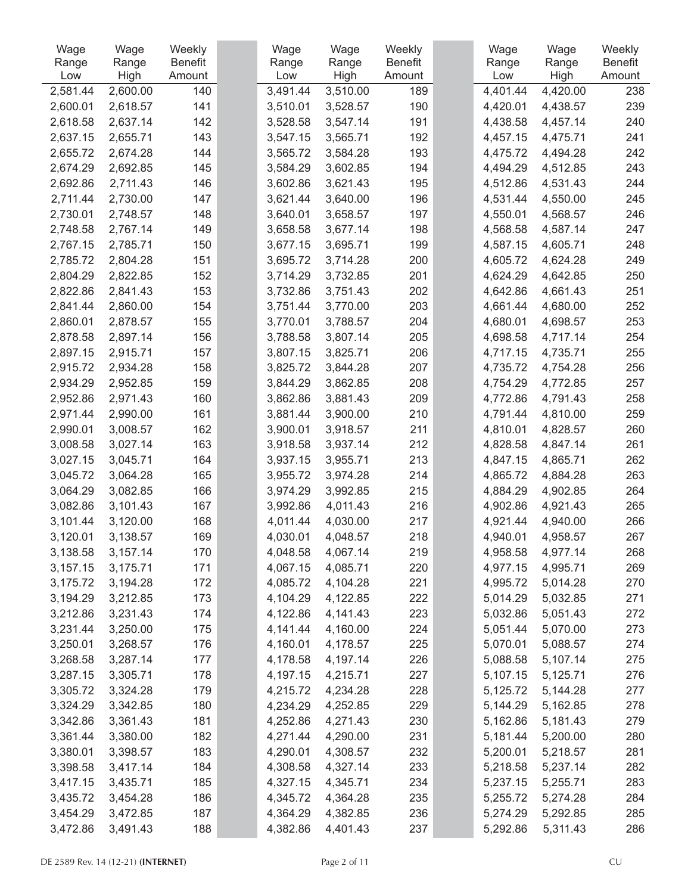| Wage Range Low | Wage Range High | Weekly Benefit Amount |
|---|---|---|
| 2,581.44 | 2,600.00 | 140 |
| 2,600.01 | 2,618.57 | 141 |
| 2,618.58 | 2,637.14 | 142 |
| 2,637.15 | 2,655.71 | 143 |
| 2,655.72 | 2,674.28 | 144 |
| 2,674.29 | 2,692.85 | 145 |
| 2,692.86 | 2,711.43 | 146 |
| 2,711.44 | 2,730.00 | 147 |
| 2,730.01 | 2,748.57 | 148 |
| 2,748.58 | 2,767.14 | 149 |
| 2,767.15 | 2,785.71 | 150 |
| 2,785.72 | 2,804.28 | 151 |
| 2,804.29 | 2,822.85 | 152 |
| 2,822.86 | 2,841.43 | 153 |
| 2,841.44 | 2,860.00 | 154 |
| 2,860.01 | 2,878.57 | 155 |
| 2,878.58 | 2,897.14 | 156 |
| 2,897.15 | 2,915.71 | 157 |
| 2,915.72 | 2,934.28 | 158 |
| 2,934.29 | 2,952.85 | 159 |
| 2,952.86 | 2,971.43 | 160 |
| 2,971.44 | 2,990.00 | 161 |
| 2,990.01 | 3,008.57 | 162 |
| 3,008.58 | 3,027.14 | 163 |
| 3,027.15 | 3,045.71 | 164 |
| 3,045.72 | 3,064.28 | 165 |
| 3,064.29 | 3,082.85 | 166 |
| 3,082.86 | 3,101.43 | 167 |
| 3,101.44 | 3,120.00 | 168 |
| 3,120.01 | 3,138.57 | 169 |
| 3,138.58 | 3,157.14 | 170 |
| 3,157.15 | 3,175.71 | 171 |
| 3,175.72 | 3,194.28 | 172 |
| 3,194.29 | 3,212.85 | 173 |
| 3,212.86 | 3,231.43 | 174 |
| 3,231.44 | 3,250.00 | 175 |
| 3,250.01 | 3,268.57 | 176 |
| 3,268.58 | 3,287.14 | 177 |
| 3,287.15 | 3,305.71 | 178 |
| 3,305.72 | 3,324.28 | 179 |
| 3,324.29 | 3,342.85 | 180 |
| 3,342.86 | 3,361.43 | 181 |
| 3,361.44 | 3,380.00 | 182 |
| 3,380.01 | 3,398.57 | 183 |
| 3,398.58 | 3,417.14 | 184 |
| 3,417.15 | 3,435.71 | 185 |
| 3,435.72 | 3,454.28 | 186 |
| 3,454.29 | 3,472.85 | 187 |
| 3,472.86 | 3,491.43 | 188 |
| 3,491.44 | 3,510.00 | 189 |
| 3,510.01 | 3,528.57 | 190 |
| 3,528.58 | 3,547.14 | 191 |
| 3,547.15 | 3,565.71 | 192 |
| 3,565.72 | 3,584.28 | 193 |
| 3,584.29 | 3,602.85 | 194 |
| 3,602.86 | 3,621.43 | 195 |
| 3,621.44 | 3,640.00 | 196 |
| 3,640.01 | 3,658.57 | 197 |
| 3,658.58 | 3,677.14 | 198 |
| 3,677.15 | 3,695.71 | 199 |
| 3,695.72 | 3,714.28 | 200 |
| 3,714.29 | 3,732.85 | 201 |
| 3,732.86 | 3,751.43 | 202 |
| 3,751.44 | 3,770.00 | 203 |
| 3,770.01 | 3,788.57 | 204 |
| 3,788.58 | 3,807.14 | 205 |
| 3,807.15 | 3,825.71 | 206 |
| 3,825.72 | 3,844.28 | 207 |
| 3,844.29 | 3,862.85 | 208 |
| 3,862.86 | 3,881.43 | 209 |
| 3,881.44 | 3,900.00 | 210 |
| 3,900.01 | 3,918.57 | 211 |
| 3,918.58 | 3,937.14 | 212 |
| 3,937.15 | 3,955.71 | 213 |
| 3,955.72 | 3,974.28 | 214 |
| 3,974.29 | 3,992.85 | 215 |
| 3,992.86 | 4,011.43 | 216 |
| 4,011.44 | 4,030.00 | 217 |
| 4,030.01 | 4,048.57 | 218 |
| 4,048.58 | 4,067.14 | 219 |
| 4,067.15 | 4,085.71 | 220 |
| 4,085.72 | 4,104.28 | 221 |
| 4,104.29 | 4,122.85 | 222 |
| 4,122.86 | 4,141.43 | 223 |
| 4,141.44 | 4,160.00 | 224 |
| 4,160.01 | 4,178.57 | 225 |
| 4,178.58 | 4,197.14 | 226 |
| 4,197.15 | 4,215.71 | 227 |
| 4,215.72 | 4,234.28 | 228 |
| 4,234.29 | 4,252.85 | 229 |
| 4,252.86 | 4,271.43 | 230 |
| 4,271.44 | 4,290.00 | 231 |
| 4,290.01 | 4,308.57 | 232 |
| 4,308.58 | 4,327.14 | 233 |
| 4,327.15 | 4,345.71 | 234 |
| 4,345.72 | 4,364.28 | 235 |
| 4,364.29 | 4,382.85 | 236 |
| 4,382.86 | 4,401.43 | 237 |
| 4,401.44 | 4,420.00 | 238 |
| 4,420.01 | 4,438.57 | 239 |
| 4,438.58 | 4,457.14 | 240 |
| 4,457.15 | 4,475.71 | 241 |
| 4,475.72 | 4,494.28 | 242 |
| 4,494.29 | 4,512.85 | 243 |
| 4,512.86 | 4,531.43 | 244 |
| 4,531.44 | 4,550.00 | 245 |
| 4,550.01 | 4,568.57 | 246 |
| 4,568.58 | 4,587.14 | 247 |
| 4,587.15 | 4,605.71 | 248 |
| 4,605.72 | 4,624.28 | 249 |
| 4,624.29 | 4,642.85 | 250 |
| 4,642.86 | 4,661.43 | 251 |
| 4,661.44 | 4,680.00 | 252 |
| 4,680.01 | 4,698.57 | 253 |
| 4,698.58 | 4,717.14 | 254 |
| 4,717.15 | 4,735.71 | 255 |
| 4,735.72 | 4,754.28 | 256 |
| 4,754.29 | 4,772.85 | 257 |
| 4,772.86 | 4,791.43 | 258 |
| 4,791.44 | 4,810.00 | 259 |
| 4,810.01 | 4,828.57 | 260 |
| 4,828.58 | 4,847.14 | 261 |
| 4,847.15 | 4,865.71 | 262 |
| 4,865.72 | 4,884.28 | 263 |
| 4,884.29 | 4,902.85 | 264 |
| 4,902.86 | 4,921.43 | 265 |
| 4,921.44 | 4,940.00 | 266 |
| 4,940.01 | 4,958.57 | 267 |
| 4,958.58 | 4,977.14 | 268 |
| 4,977.15 | 4,995.71 | 269 |
| 4,995.72 | 5,014.28 | 270 |
| 5,014.29 | 5,032.85 | 271 |
| 5,032.86 | 5,051.43 | 272 |
| 5,051.44 | 5,070.00 | 273 |
| 5,070.01 | 5,088.57 | 274 |
| 5,088.58 | 5,107.14 | 275 |
| 5,107.15 | 5,125.71 | 276 |
| 5,125.72 | 5,144.28 | 277 |
| 5,144.29 | 5,162.85 | 278 |
| 5,162.86 | 5,181.43 | 279 |
| 5,181.44 | 5,200.00 | 280 |
| 5,200.01 | 5,218.57 | 281 |
| 5,218.58 | 5,237.14 | 282 |
| 5,237.15 | 5,255.71 | 283 |
| 5,255.72 | 5,274.28 | 284 |
| 5,274.29 | 5,292.85 | 285 |
| 5,292.86 | 5,311.43 | 286 |

DE 2589 Rev. 14 (12-21) **(INTERNET)** CU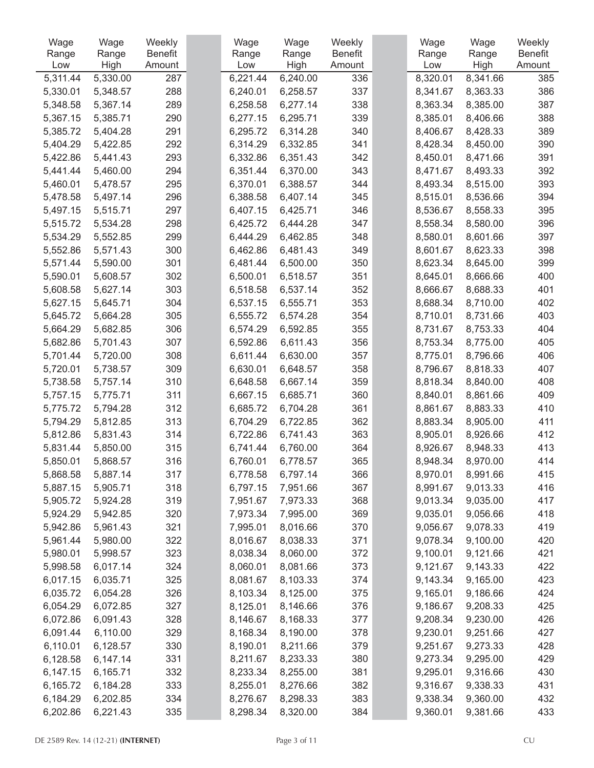| Wage Range Low | Wage Range High | Weekly Benefit Amount |
|---|---|---|
| 5,311.44 | 5,330.00 | 287 |
| 5,330.01 | 5,348.57 | 288 |
| 5,348.58 | 5,367.14 | 289 |
| 5,367.15 | 5,385.71 | 290 |
| 5,385.72 | 5,404.28 | 291 |
| 5,404.29 | 5,422.85 | 292 |
| 5,422.86 | 5,441.43 | 293 |
| 5,441.44 | 5,460.00 | 294 |
| 5,460.01 | 5,478.57 | 295 |
| 5,478.58 | 5,497.14 | 296 |
| 5,497.15 | 5,515.71 | 297 |
| 5,515.72 | 5,534.28 | 298 |
| 5,534.29 | 5,552.85 | 299 |
| 5,552.86 | 5,571.43 | 300 |
| 5,571.44 | 5,590.00 | 301 |
| 5,590.01 | 5,608.57 | 302 |
| 5,608.58 | 5,627.14 | 303 |
| 5,627.15 | 5,645.71 | 304 |
| 5,645.72 | 5,664.28 | 305 |
| 5,664.29 | 5,682.85 | 306 |
| 5,682.86 | 5,701.43 | 307 |
| 5,701.44 | 5,720.00 | 308 |
| 5,720.01 | 5,738.57 | 309 |
| 5,738.58 | 5,757.14 | 310 |
| 5,757.15 | 5,775.71 | 311 |
| 5,775.72 | 5,794.28 | 312 |
| 5,794.29 | 5,812.85 | 313 |
| 5,812.86 | 5,831.43 | 314 |
| 5,831.44 | 5,850.00 | 315 |
| 5,850.01 | 5,868.57 | 316 |
| 5,868.58 | 5,887.14 | 317 |
| 5,887.15 | 5,905.71 | 318 |
| 5,905.72 | 5,924.28 | 319 |
| 5,924.29 | 5,942.85 | 320 |
| 5,942.86 | 5,961.43 | 321 |
| 5,961.44 | 5,980.00 | 322 |
| 5,980.01 | 5,998.57 | 323 |
| 5,998.58 | 6,017.14 | 324 |
| 6,017.15 | 6,035.71 | 325 |
| 6,035.72 | 6,054.28 | 326 |
| 6,054.29 | 6,072.85 | 327 |
| 6,072.86 | 6,091.43 | 328 |
| 6,091.44 | 6,110.00 | 329 |
| 6,110.01 | 6,128.57 | 330 |
| 6,128.58 | 6,147.14 | 331 |
| 6,147.15 | 6,165.71 | 332 |
| 6,165.72 | 6,184.28 | 333 |
| 6,184.29 | 6,202.85 | 334 |
| 6,202.86 | 6,221.43 | 335 |
| 6,221.44 | 6,240.00 | 336 |
| 6,240.01 | 6,258.57 | 337 |
| 6,258.58 | 6,277.14 | 338 |
| 6,277.15 | 6,295.71 | 339 |
| 6,295.72 | 6,314.28 | 340 |
| 6,314.29 | 6,332.85 | 341 |
| 6,332.86 | 6,351.43 | 342 |
| 6,351.44 | 6,370.00 | 343 |
| 6,370.01 | 6,388.57 | 344 |
| 6,388.58 | 6,407.14 | 345 |
| 6,407.15 | 6,425.71 | 346 |
| 6,425.72 | 6,444.28 | 347 |
| 6,444.29 | 6,462.85 | 348 |
| 6,462.86 | 6,481.43 | 349 |
| 6,481.44 | 6,500.00 | 350 |
| 6,500.01 | 6,518.57 | 351 |
| 6,518.58 | 6,537.14 | 352 |
| 6,537.15 | 6,555.71 | 353 |
| 6,555.72 | 6,574.28 | 354 |
| 6,574.29 | 6,592.85 | 355 |
| 6,592.86 | 6,611.43 | 356 |
| 6,611.44 | 6,630.00 | 357 |
| 6,630.01 | 6,648.57 | 358 |
| 6,648.58 | 6,667.14 | 359 |
| 6,667.15 | 6,685.71 | 360 |
| 6,685.72 | 6,704.28 | 361 |
| 6,704.29 | 6,722.85 | 362 |
| 6,722.86 | 6,741.43 | 363 |
| 6,741.44 | 6,760.00 | 364 |
| 6,760.01 | 6,778.57 | 365 |
| 6,778.58 | 6,797.14 | 366 |
| 6,797.15 | 7,951.66 | 367 |
| 7,951.67 | 7,973.33 | 368 |
| 7,973.34 | 7,995.00 | 369 |
| 7,995.01 | 8,016.66 | 370 |
| 8,016.67 | 8,038.33 | 371 |
| 8,038.34 | 8,060.00 | 372 |
| 8,060.01 | 8,081.66 | 373 |
| 8,081.67 | 8,103.33 | 374 |
| 8,103.34 | 8,125.00 | 375 |
| 8,125.01 | 8,146.66 | 376 |
| 8,146.67 | 8,168.33 | 377 |
| 8,168.34 | 8,190.00 | 378 |
| 8,190.01 | 8,211.66 | 379 |
| 8,211.67 | 8,233.33 | 380 |
| 8,233.34 | 8,255.00 | 381 |
| 8,255.01 | 8,276.66 | 382 |
| 8,276.67 | 8,298.33 | 383 |
| 8,298.34 | 8,320.00 | 384 |
| 8,320.01 | 8,341.66 | 385 |
| 8,341.67 | 8,363.33 | 386 |
| 8,363.34 | 8,385.00 | 387 |
| 8,385.01 | 8,406.66 | 388 |
| 8,406.67 | 8,428.33 | 389 |
| 8,428.34 | 8,450.00 | 390 |
| 8,450.01 | 8,471.66 | 391 |
| 8,471.67 | 8,493.33 | 392 |
| 8,493.34 | 8,515.00 | 393 |
| 8,515.01 | 8,536.66 | 394 |
| 8,536.67 | 8,558.33 | 395 |
| 8,558.34 | 8,580.00 | 396 |
| 8,580.01 | 8,601.66 | 397 |
| 8,601.67 | 8,623.33 | 398 |
| 8,623.34 | 8,645.00 | 399 |
| 8,645.01 | 8,666.66 | 400 |
| 8,666.67 | 8,688.33 | 401 |
| 8,688.34 | 8,710.00 | 402 |
| 8,710.01 | 8,731.66 | 403 |
| 8,731.67 | 8,753.33 | 404 |
| 8,753.34 | 8,775.00 | 405 |
| 8,775.01 | 8,796.66 | 406 |
| 8,796.67 | 8,818.33 | 407 |
| 8,818.34 | 8,840.00 | 408 |
| 8,840.01 | 8,861.66 | 409 |
| 8,861.67 | 8,883.33 | 410 |
| 8,883.34 | 8,905.00 | 411 |
| 8,905.01 | 8,926.66 | 412 |
| 8,926.67 | 8,948.33 | 413 |
| 8,948.34 | 8,970.00 | 414 |
| 8,970.01 | 8,991.66 | 415 |
| 8,991.67 | 9,013.33 | 416 |
| 9,013.34 | 9,035.00 | 417 |
| 9,035.01 | 9,056.66 | 418 |
| 9,056.67 | 9,078.33 | 419 |
| 9,078.34 | 9,100.00 | 420 |
| 9,100.01 | 9,121.66 | 421 |
| 9,121.67 | 9,143.33 | 422 |
| 9,143.34 | 9,165.00 | 423 |
| 9,165.01 | 9,186.66 | 424 |
| 9,186.67 | 9,208.33 | 425 |
| 9,208.34 | 9,230.00 | 426 |
| 9,230.01 | 9,251.66 | 427 |
| 9,251.67 | 9,273.33 | 428 |
| 9,273.34 | 9,295.00 | 429 |
| 9,295.01 | 9,316.66 | 430 |
| 9,316.67 | 9,338.33 | 431 |
| 9,338.34 | 9,360.00 | 432 |
| 9,360.01 | 9,381.66 | 433 |

DE 2589 Rev. 14 (12-21) **(INTERNET)** CU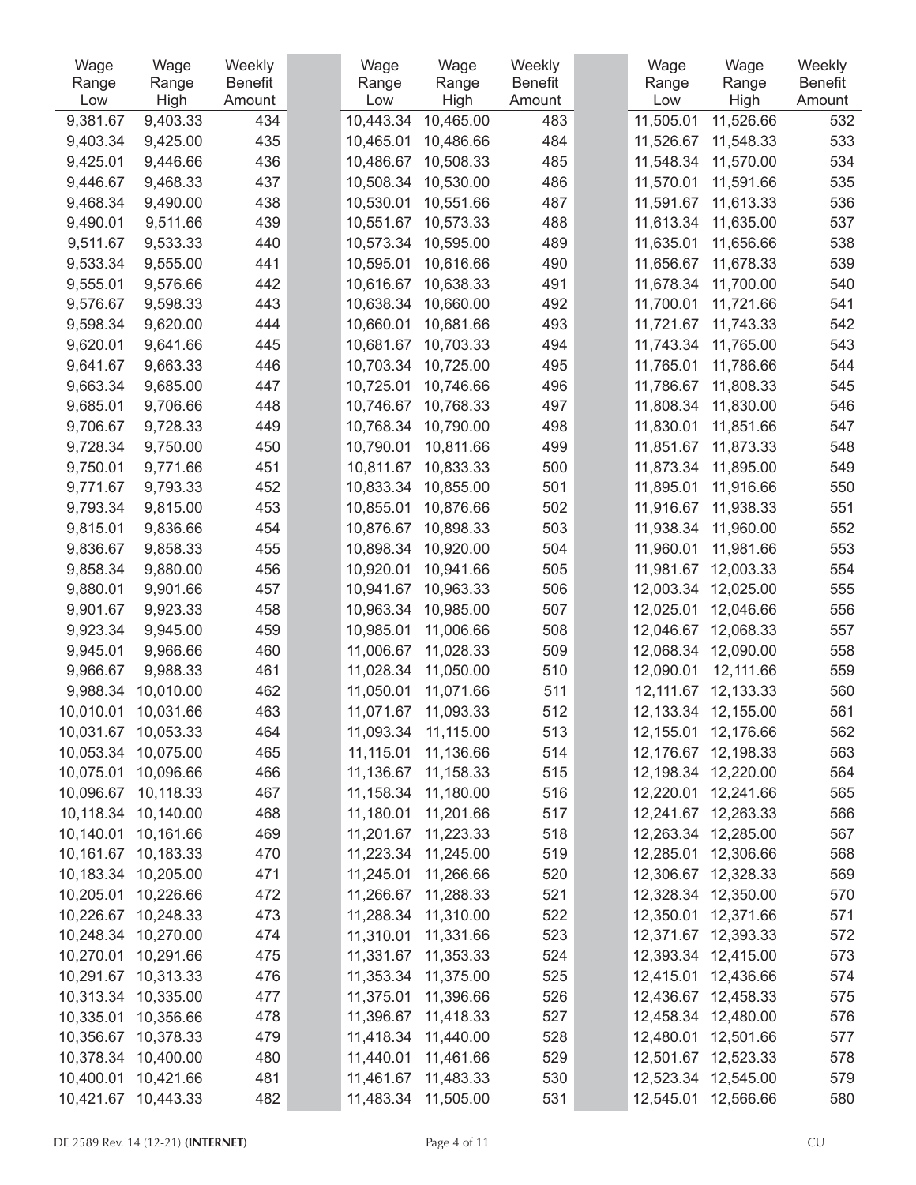| Wage Range Low | Wage Range High | Weekly Benefit Amount |
|---|---|---|
| 9,381.67 | 9,403.33 | 434 |
| 9,403.34 | 9,425.00 | 435 |
| 9,425.01 | 9,446.66 | 436 |
| 9,446.67 | 9,468.33 | 437 |
| 9,468.34 | 9,490.00 | 438 |
| 9,490.01 | 9,511.66 | 439 |
| 9,511.67 | 9,533.33 | 440 |
| 9,533.34 | 9,555.00 | 441 |
| 9,555.01 | 9,576.66 | 442 |
| 9,576.67 | 9,598.33 | 443 |
| 9,598.34 | 9,620.00 | 444 |
| 9,620.01 | 9,641.66 | 445 |
| 9,641.67 | 9,663.33 | 446 |
| 9,663.34 | 9,685.00 | 447 |
| 9,685.01 | 9,706.66 | 448 |
| 9,706.67 | 9,728.33 | 449 |
| 9,728.34 | 9,750.00 | 450 |
| 9,750.01 | 9,771.66 | 451 |
| 9,771.67 | 9,793.33 | 452 |
| 9,793.34 | 9,815.00 | 453 |
| 9,815.01 | 9,836.66 | 454 |
| 9,836.67 | 9,858.33 | 455 |
| 9,858.34 | 9,880.00 | 456 |
| 9,880.01 | 9,901.66 | 457 |
| 9,901.67 | 9,923.33 | 458 |
| 9,923.34 | 9,945.00 | 459 |
| 9,945.01 | 9,966.66 | 460 |
| 9,966.67 | 9,988.33 | 461 |
| 9,988.34 | 10,010.00 | 462 |
| 10,010.01 | 10,031.66 | 463 |
| 10,031.67 | 10,053.33 | 464 |
| 10,053.34 | 10,075.00 | 465 |
| 10,075.01 | 10,096.66 | 466 |
| 10,096.67 | 10,118.33 | 467 |
| 10,118.34 | 10,140.00 | 468 |
| 10,140.01 | 10,161.66 | 469 |
| 10,161.67 | 10,183.33 | 470 |
| 10,183.34 | 10,205.00 | 471 |
| 10,205.01 | 10,226.66 | 472 |
| 10,226.67 | 10,248.33 | 473 |
| 10,248.34 | 10,270.00 | 474 |
| 10,270.01 | 10,291.66 | 475 |
| 10,291.67 | 10,313.33 | 476 |
| 10,313.34 | 10,335.00 | 477 |
| 10,335.01 | 10,356.66 | 478 |
| 10,356.67 | 10,378.33 | 479 |
| 10,378.34 | 10,400.00 | 480 |
| 10,400.01 | 10,421.66 | 481 |
| 10,421.67 | 10,443.33 | 482 |
| 10,443.34 | 10,465.00 | 483 |
| 10,465.01 | 10,486.66 | 484 |
| 10,486.67 | 10,508.33 | 485 |
| 10,508.34 | 10,530.00 | 486 |
| 10,530.01 | 10,551.66 | 487 |
| 10,551.67 | 10,573.33 | 488 |
| 10,573.34 | 10,595.00 | 489 |
| 10,595.01 | 10,616.66 | 490 |
| 10,616.67 | 10,638.33 | 491 |
| 10,638.34 | 10,660.00 | 492 |
| 10,660.01 | 10,681.66 | 493 |
| 10,681.67 | 10,703.33 | 494 |
| 10,703.34 | 10,725.00 | 495 |
| 10,725.01 | 10,746.66 | 496 |
| 10,746.67 | 10,768.33 | 497 |
| 10,768.34 | 10,790.00 | 498 |
| 10,790.01 | 10,811.66 | 499 |
| 10,811.67 | 10,833.33 | 500 |
| 10,833.34 | 10,855.00 | 501 |
| 10,855.01 | 10,876.66 | 502 |
| 10,876.67 | 10,898.33 | 503 |
| 10,898.34 | 10,920.00 | 504 |
| 10,920.01 | 10,941.66 | 505 |
| 10,941.67 | 10,963.33 | 506 |
| 10,963.34 | 10,985.00 | 507 |
| 10,985.01 | 11,006.66 | 508 |
| 11,006.67 | 11,028.33 | 509 |
| 11,028.34 | 11,050.00 | 510 |
| 11,050.01 | 11,071.66 | 511 |
| 11,071.67 | 11,093.33 | 512 |
| 11,093.34 | 11,115.00 | 513 |
| 11,115.01 | 11,136.66 | 514 |
| 11,136.67 | 11,158.33 | 515 |
| 11,158.34 | 11,180.00 | 516 |
| 11,180.01 | 11,201.66 | 517 |
| 11,201.67 | 11,223.33 | 518 |
| 11,223.34 | 11,245.00 | 519 |
| 11,245.01 | 11,266.66 | 520 |
| 11,266.67 | 11,288.33 | 521 |
| 11,288.34 | 11,310.00 | 522 |
| 11,310.01 | 11,331.66 | 523 |
| 11,331.67 | 11,353.33 | 524 |
| 11,353.34 | 11,375.00 | 525 |
| 11,375.01 | 11,396.66 | 526 |
| 11,396.67 | 11,418.33 | 527 |
| 11,418.34 | 11,440.00 | 528 |
| 11,440.01 | 11,461.66 | 529 |
| 11,461.67 | 11,483.33 | 530 |
| 11,483.34 | 11,505.00 | 531 |
| 11,505.01 | 11,526.66 | 532 |
| 11,526.67 | 11,548.33 | 533 |
| 11,548.34 | 11,570.00 | 534 |
| 11,570.01 | 11,591.66 | 535 |
| 11,591.67 | 11,613.33 | 536 |
| 11,613.34 | 11,635.00 | 537 |
| 11,635.01 | 11,656.66 | 538 |
| 11,656.67 | 11,678.33 | 539 |
| 11,678.34 | 11,700.00 | 540 |
| 11,700.01 | 11,721.66 | 541 |
| 11,721.67 | 11,743.33 | 542 |
| 11,743.34 | 11,765.00 | 543 |
| 11,765.01 | 11,786.66 | 544 |
| 11,786.67 | 11,808.33 | 545 |
| 11,808.34 | 11,830.00 | 546 |
| 11,830.01 | 11,851.66 | 547 |
| 11,851.67 | 11,873.33 | 548 |
| 11,873.34 | 11,895.00 | 549 |
| 11,895.01 | 11,916.66 | 550 |
| 11,916.67 | 11,938.33 | 551 |
| 11,938.34 | 11,960.00 | 552 |
| 11,960.01 | 11,981.66 | 553 |
| 11,981.67 | 12,003.33 | 554 |
| 12,003.34 | 12,025.00 | 555 |
| 12,025.01 | 12,046.66 | 556 |
| 12,046.67 | 12,068.33 | 557 |
| 12,068.34 | 12,090.00 | 558 |
| 12,090.01 | 12,111.66 | 559 |
| 12,111.67 | 12,133.33 | 560 |
| 12,133.34 | 12,155.00 | 561 |
| 12,155.01 | 12,176.66 | 562 |
| 12,176.67 | 12,198.33 | 563 |
| 12,198.34 | 12,220.00 | 564 |
| 12,220.01 | 12,241.66 | 565 |
| 12,241.67 | 12,263.33 | 566 |
| 12,263.34 | 12,285.00 | 567 |
| 12,285.01 | 12,306.66 | 568 |
| 12,306.67 | 12,328.33 | 569 |
| 12,328.34 | 12,350.00 | 570 |
| 12,350.01 | 12,371.66 | 571 |
| 12,371.67 | 12,393.33 | 572 |
| 12,393.34 | 12,415.00 | 573 |
| 12,415.01 | 12,436.66 | 574 |
| 12,436.67 | 12,458.33 | 575 |
| 12,458.34 | 12,480.00 | 576 |
| 12,480.01 | 12,501.66 | 577 |
| 12,501.67 | 12,523.33 | 578 |
| 12,523.34 | 12,545.00 | 579 |
| 12,545.01 | 12,566.66 | 580 |

DE 2589 Rev. 14 (12-21) **(INTERNET)** CU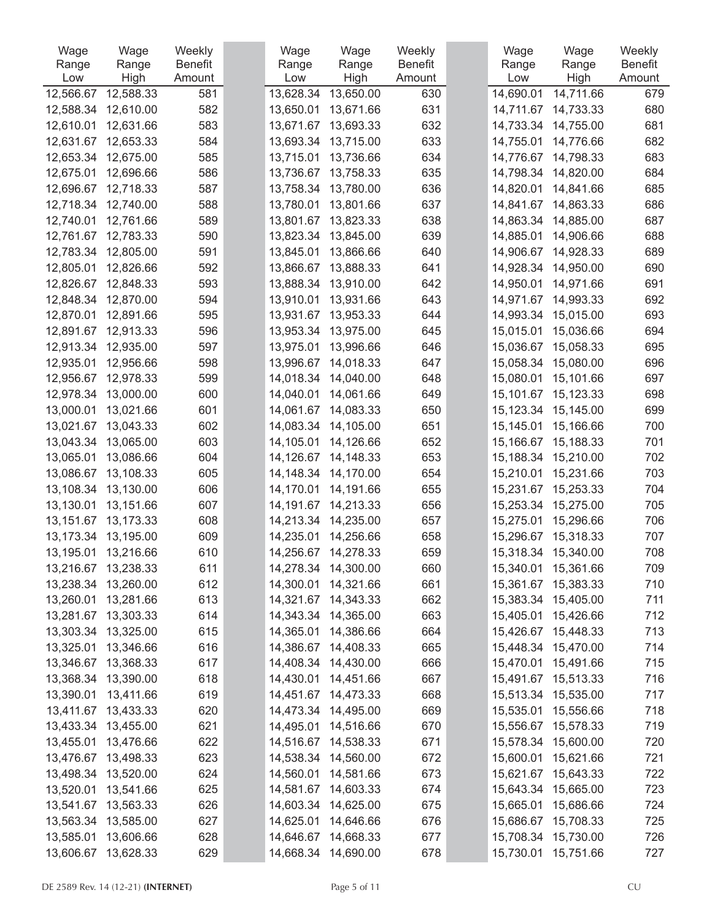| Wage Range Low | Wage Range High | Weekly Benefit Amount | Wage Range Low | Wage Range High | Weekly Benefit Amount | Wage Range Low | Wage Range High | Weekly Benefit Amount |
|---|---|---|---|---|---|---|---|---|
| 12,566.67 | 12,588.33 | 581 | 13,628.34 | 13,650.00 | 630 | 14,690.01 | 14,711.66 | 679 |
| 12,588.34 | 12,610.00 | 582 | 13,650.01 | 13,671.66 | 631 | 14,711.67 | 14,733.33 | 680 |
| 12,610.01 | 12,631.66 | 583 | 13,671.67 | 13,693.33 | 632 | 14,733.34 | 14,755.00 | 681 |
| 12,631.67 | 12,653.33 | 584 | 13,693.34 | 13,715.00 | 633 | 14,755.01 | 14,776.66 | 682 |
| 12,653.34 | 12,675.00 | 585 | 13,715.01 | 13,736.66 | 634 | 14,776.67 | 14,798.33 | 683 |
| 12,675.01 | 12,696.66 | 586 | 13,736.67 | 13,758.33 | 635 | 14,798.34 | 14,820.00 | 684 |
| 12,696.67 | 12,718.33 | 587 | 13,758.34 | 13,780.00 | 636 | 14,820.01 | 14,841.66 | 685 |
| 12,718.34 | 12,740.00 | 588 | 13,780.01 | 13,801.66 | 637 | 14,841.67 | 14,863.33 | 686 |
| 12,740.01 | 12,761.66 | 589 | 13,801.67 | 13,823.33 | 638 | 14,863.34 | 14,885.00 | 687 |
| 12,761.67 | 12,783.33 | 590 | 13,823.34 | 13,845.00 | 639 | 14,885.01 | 14,906.66 | 688 |
| 12,783.34 | 12,805.00 | 591 | 13,845.01 | 13,866.66 | 640 | 14,906.67 | 14,928.33 | 689 |
| 12,805.01 | 12,826.66 | 592 | 13,866.67 | 13,888.33 | 641 | 14,928.34 | 14,950.00 | 690 |
| 12,826.67 | 12,848.33 | 593 | 13,888.34 | 13,910.00 | 642 | 14,950.01 | 14,971.66 | 691 |
| 12,848.34 | 12,870.00 | 594 | 13,910.01 | 13,931.66 | 643 | 14,971.67 | 14,993.33 | 692 |
| 12,870.01 | 12,891.66 | 595 | 13,931.67 | 13,953.33 | 644 | 14,993.34 | 15,015.00 | 693 |
| 12,891.67 | 12,913.33 | 596 | 13,953.34 | 13,975.00 | 645 | 15,015.01 | 15,036.66 | 694 |
| 12,913.34 | 12,935.00 | 597 | 13,975.01 | 13,996.66 | 646 | 15,036.67 | 15,058.33 | 695 |
| 12,935.01 | 12,956.66 | 598 | 13,996.67 | 14,018.33 | 647 | 15,058.34 | 15,080.00 | 696 |
| 12,956.67 | 12,978.33 | 599 | 14,018.34 | 14,040.00 | 648 | 15,080.01 | 15,101.66 | 697 |
| 12,978.34 | 13,000.00 | 600 | 14,040.01 | 14,061.66 | 649 | 15,101.67 | 15,123.33 | 698 |
| 13,000.01 | 13,021.66 | 601 | 14,061.67 | 14,083.33 | 650 | 15,123.34 | 15,145.00 | 699 |
| 13,021.67 | 13,043.33 | 602 | 14,083.34 | 14,105.00 | 651 | 15,145.01 | 15,166.66 | 700 |
| 13,043.34 | 13,065.00 | 603 | 14,105.01 | 14,126.66 | 652 | 15,166.67 | 15,188.33 | 701 |
| 13,065.01 | 13,086.66 | 604 | 14,126.67 | 14,148.33 | 653 | 15,188.34 | 15,210.00 | 702 |
| 13,086.67 | 13,108.33 | 605 | 14,148.34 | 14,170.00 | 654 | 15,210.01 | 15,231.66 | 703 |
| 13,108.34 | 13,130.00 | 606 | 14,170.01 | 14,191.66 | 655 | 15,231.67 | 15,253.33 | 704 |
| 13,130.01 | 13,151.66 | 607 | 14,191.67 | 14,213.33 | 656 | 15,253.34 | 15,275.00 | 705 |
| 13,151.67 | 13,173.33 | 608 | 14,213.34 | 14,235.00 | 657 | 15,275.01 | 15,296.66 | 706 |
| 13,173.34 | 13,195.00 | 609 | 14,235.01 | 14,256.66 | 658 | 15,296.67 | 15,318.33 | 707 |
| 13,195.01 | 13,216.66 | 610 | 14,256.67 | 14,278.33 | 659 | 15,318.34 | 15,340.00 | 708 |
| 13,216.67 | 13,238.33 | 611 | 14,278.34 | 14,300.00 | 660 | 15,340.01 | 15,361.66 | 709 |
| 13,238.34 | 13,260.00 | 612 | 14,300.01 | 14,321.66 | 661 | 15,361.67 | 15,383.33 | 710 |
| 13,260.01 | 13,281.66 | 613 | 14,321.67 | 14,343.33 | 662 | 15,383.34 | 15,405.00 | 711 |
| 13,281.67 | 13,303.33 | 614 | 14,343.34 | 14,365.00 | 663 | 15,405.01 | 15,426.66 | 712 |
| 13,303.34 | 13,325.00 | 615 | 14,365.01 | 14,386.66 | 664 | 15,426.67 | 15,448.33 | 713 |
| 13,325.01 | 13,346.66 | 616 | 14,386.67 | 14,408.33 | 665 | 15,448.34 | 15,470.00 | 714 |
| 13,346.67 | 13,368.33 | 617 | 14,408.34 | 14,430.00 | 666 | 15,470.01 | 15,491.66 | 715 |
| 13,368.34 | 13,390.00 | 618 | 14,430.01 | 14,451.66 | 667 | 15,491.67 | 15,513.33 | 716 |
| 13,390.01 | 13,411.66 | 619 | 14,451.67 | 14,473.33 | 668 | 15,513.34 | 15,535.00 | 717 |
| 13,411.67 | 13,433.33 | 620 | 14,473.34 | 14,495.00 | 669 | 15,535.01 | 15,556.66 | 718 |
| 13,433.34 | 13,455.00 | 621 | 14,495.01 | 14,516.66 | 670 | 15,556.67 | 15,578.33 | 719 |
| 13,455.01 | 13,476.66 | 622 | 14,516.67 | 14,538.33 | 671 | 15,578.34 | 15,600.00 | 720 |
| 13,476.67 | 13,498.33 | 623 | 14,538.34 | 14,560.00 | 672 | 15,600.01 | 15,621.66 | 721 |
| 13,498.34 | 13,520.00 | 624 | 14,560.01 | 14,581.66 | 673 | 15,621.67 | 15,643.33 | 722 |
| 13,520.01 | 13,541.66 | 625 | 14,581.67 | 14,603.33 | 674 | 15,643.34 | 15,665.00 | 723 |
| 13,541.67 | 13,563.33 | 626 | 14,603.34 | 14,625.00 | 675 | 15,665.01 | 15,686.66 | 724 |
| 13,563.34 | 13,585.00 | 627 | 14,625.01 | 14,646.66 | 676 | 15,686.67 | 15,708.33 | 725 |
| 13,585.01 | 13,606.66 | 628 | 14,646.67 | 14,668.33 | 677 | 15,708.34 | 15,730.00 | 726 |
| 13,606.67 | 13,628.33 | 629 | 14,668.34 | 14,690.00 | 678 | 15,730.01 | 15,751.66 | 727 |

DE 2589 Rev. 14 (12-21) **(INTERNET)** CU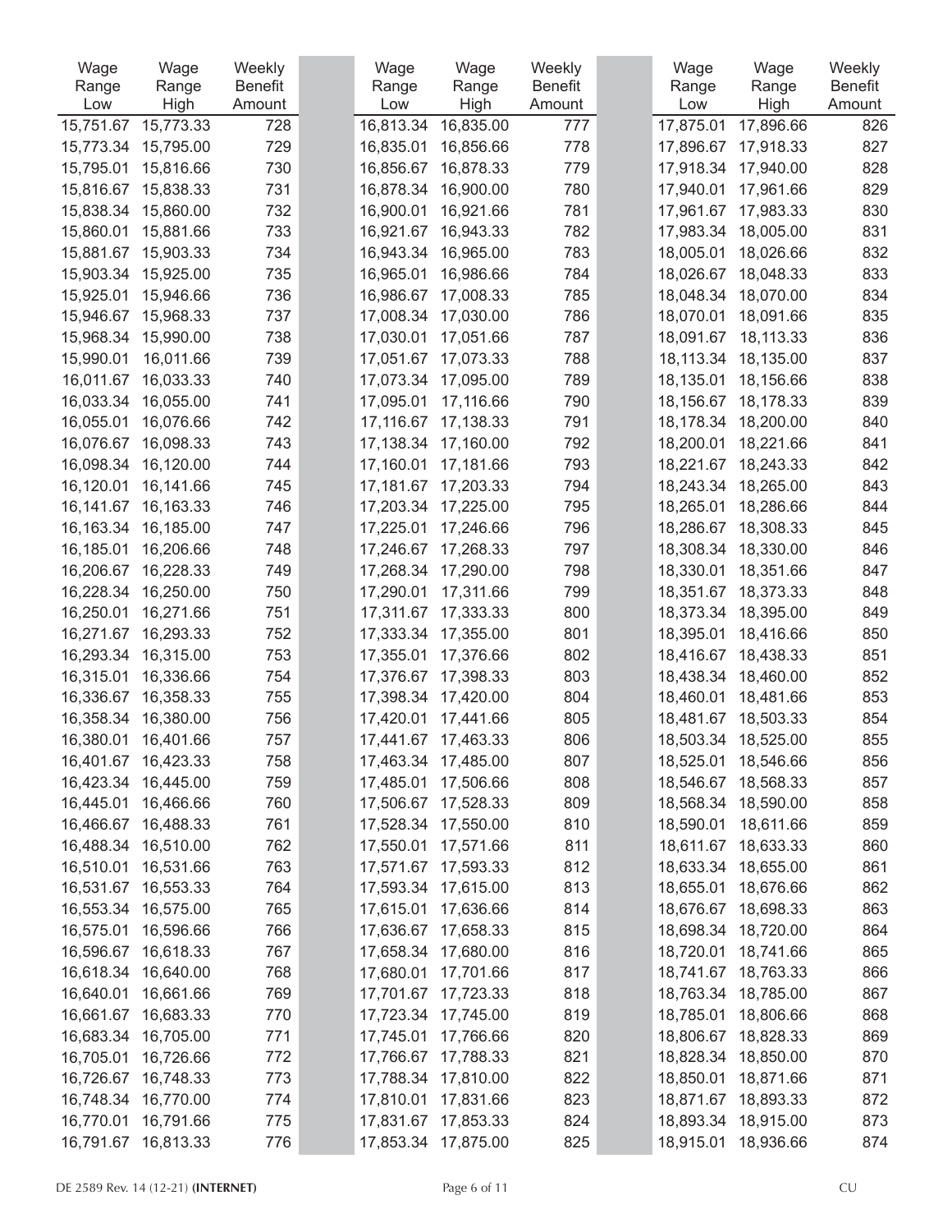| Wage Range Low | Wage Range High | Weekly Benefit Amount |
|---|---|---|
| 15,751.67 | 15,773.33 | 728 |
| 15,773.34 | 15,795.00 | 729 |
| 15,795.01 | 15,816.66 | 730 |
| 15,816.67 | 15,838.33 | 731 |
| 15,838.34 | 15,860.00 | 732 |
| 15,860.01 | 15,881.66 | 733 |
| 15,881.67 | 15,903.33 | 734 |
| 15,903.34 | 15,925.00 | 735 |
| 15,925.01 | 15,946.66 | 736 |
| 15,946.67 | 15,968.33 | 737 |
| 15,968.34 | 15,990.00 | 738 |
| 15,990.01 | 16,011.66 | 739 |
| 16,011.67 | 16,033.33 | 740 |
| 16,033.34 | 16,055.00 | 741 |
| 16,055.01 | 16,076.66 | 742 |
| 16,076.67 | 16,098.33 | 743 |
| 16,098.34 | 16,120.00 | 744 |
| 16,120.01 | 16,141.66 | 745 |
| 16,141.67 | 16,163.33 | 746 |
| 16,163.34 | 16,185.00 | 747 |
| 16,185.01 | 16,206.66 | 748 |
| 16,206.67 | 16,228.33 | 749 |
| 16,228.34 | 16,250.00 | 750 |
| 16,250.01 | 16,271.66 | 751 |
| 16,271.67 | 16,293.33 | 752 |
| 16,293.34 | 16,315.00 | 753 |
| 16,315.01 | 16,336.66 | 754 |
| 16,336.67 | 16,358.33 | 755 |
| 16,358.34 | 16,380.00 | 756 |
| 16,380.01 | 16,401.66 | 757 |
| 16,401.67 | 16,423.33 | 758 |
| 16,423.34 | 16,445.00 | 759 |
| 16,445.01 | 16,466.66 | 760 |
| 16,466.67 | 16,488.33 | 761 |
| 16,488.34 | 16,510.00 | 762 |
| 16,510.01 | 16,531.66 | 763 |
| 16,531.67 | 16,553.33 | 764 |
| 16,553.34 | 16,575.00 | 765 |
| 16,575.01 | 16,596.66 | 766 |
| 16,596.67 | 16,618.33 | 767 |
| 16,618.34 | 16,640.00 | 768 |
| 16,640.01 | 16,661.66 | 769 |
| 16,661.67 | 16,683.33 | 770 |
| 16,683.34 | 16,705.00 | 771 |
| 16,705.01 | 16,726.66 | 772 |
| 16,726.67 | 16,748.33 | 773 |
| 16,748.34 | 16,770.00 | 774 |
| 16,770.01 | 16,791.66 | 775 |
| 16,791.67 | 16,813.33 | 776 |
| 16,813.34 | 16,835.00 | 777 |
| 16,835.01 | 16,856.66 | 778 |
| 16,856.67 | 16,878.33 | 779 |
| 16,878.34 | 16,900.00 | 780 |
| 16,900.01 | 16,921.66 | 781 |
| 16,921.67 | 16,943.33 | 782 |
| 16,943.34 | 16,965.00 | 783 |
| 16,965.01 | 16,986.66 | 784 |
| 16,986.67 | 17,008.33 | 785 |
| 17,008.34 | 17,030.00 | 786 |
| 17,030.01 | 17,051.66 | 787 |
| 17,051.67 | 17,073.33 | 788 |
| 17,073.34 | 17,095.00 | 789 |
| 17,095.01 | 17,116.66 | 790 |
| 17,116.67 | 17,138.33 | 791 |
| 17,138.34 | 17,160.00 | 792 |
| 17,160.01 | 17,181.66 | 793 |
| 17,181.67 | 17,203.33 | 794 |
| 17,203.34 | 17,225.00 | 795 |
| 17,225.01 | 17,246.66 | 796 |
| 17,246.67 | 17,268.33 | 797 |
| 17,268.34 | 17,290.00 | 798 |
| 17,290.01 | 17,311.66 | 799 |
| 17,311.67 | 17,333.33 | 800 |
| 17,333.34 | 17,355.00 | 801 |
| 17,355.01 | 17,376.66 | 802 |
| 17,376.67 | 17,398.33 | 803 |
| 17,398.34 | 17,420.00 | 804 |
| 17,420.01 | 17,441.66 | 805 |
| 17,441.67 | 17,463.33 | 806 |
| 17,463.34 | 17,485.00 | 807 |
| 17,485.01 | 17,506.66 | 808 |
| 17,506.67 | 17,528.33 | 809 |
| 17,528.34 | 17,550.00 | 810 |
| 17,550.01 | 17,571.66 | 811 |
| 17,571.67 | 17,593.33 | 812 |
| 17,593.34 | 17,615.00 | 813 |
| 17,615.01 | 17,636.66 | 814 |
| 17,636.67 | 17,658.33 | 815 |
| 17,658.34 | 17,680.00 | 816 |
| 17,680.01 | 17,701.66 | 817 |
| 17,701.67 | 17,723.33 | 818 |
| 17,723.34 | 17,745.00 | 819 |
| 17,745.01 | 17,766.66 | 820 |
| 17,766.67 | 17,788.33 | 821 |
| 17,788.34 | 17,810.00 | 822 |
| 17,810.01 | 17,831.66 | 823 |
| 17,831.67 | 17,853.33 | 824 |
| 17,853.34 | 17,875.00 | 825 |
| 17,875.01 | 17,896.66 | 826 |
| 17,896.67 | 17,918.33 | 827 |
| 17,918.34 | 17,940.00 | 828 |
| 17,940.01 | 17,961.66 | 829 |
| 17,961.67 | 17,983.33 | 830 |
| 17,983.34 | 18,005.00 | 831 |
| 18,005.01 | 18,026.66 | 832 |
| 18,026.67 | 18,048.33 | 833 |
| 18,048.34 | 18,070.00 | 834 |
| 18,070.01 | 18,091.66 | 835 |
| 18,091.67 | 18,113.33 | 836 |
| 18,113.34 | 18,135.00 | 837 |
| 18,135.01 | 18,156.66 | 838 |
| 18,156.67 | 18,178.33 | 839 |
| 18,178.34 | 18,200.00 | 840 |
| 18,200.01 | 18,221.66 | 841 |
| 18,221.67 | 18,243.33 | 842 |
| 18,243.34 | 18,265.00 | 843 |
| 18,265.01 | 18,286.66 | 844 |
| 18,286.67 | 18,308.33 | 845 |
| 18,308.34 | 18,330.00 | 846 |
| 18,330.01 | 18,351.66 | 847 |
| 18,351.67 | 18,373.33 | 848 |
| 18,373.34 | 18,395.00 | 849 |
| 18,395.01 | 18,416.66 | 850 |
| 18,416.67 | 18,438.33 | 851 |
| 18,438.34 | 18,460.00 | 852 |
| 18,460.01 | 18,481.66 | 853 |
| 18,481.67 | 18,503.33 | 854 |
| 18,503.34 | 18,525.00 | 855 |
| 18,525.01 | 18,546.66 | 856 |
| 18,546.67 | 18,568.33 | 857 |
| 18,568.34 | 18,590.00 | 858 |
| 18,590.01 | 18,611.66 | 859 |
| 18,611.67 | 18,633.33 | 860 |
| 18,633.34 | 18,655.00 | 861 |
| 18,655.01 | 18,676.66 | 862 |
| 18,676.67 | 18,698.33 | 863 |
| 18,698.34 | 18,720.00 | 864 |
| 18,720.01 | 18,741.66 | 865 |
| 18,741.67 | 18,763.33 | 866 |
| 18,763.34 | 18,785.00 | 867 |
| 18,785.01 | 18,806.66 | 868 |
| 18,806.67 | 18,828.33 | 869 |
| 18,828.34 | 18,850.00 | 870 |
| 18,850.01 | 18,871.66 | 871 |
| 18,871.67 | 18,893.33 | 872 |
| 18,893.34 | 18,915.00 | 873 |
| 18,915.01 | 18,936.66 | 874 |

DE 2589 Rev. 14 (12-21) **(INTERNET)** CU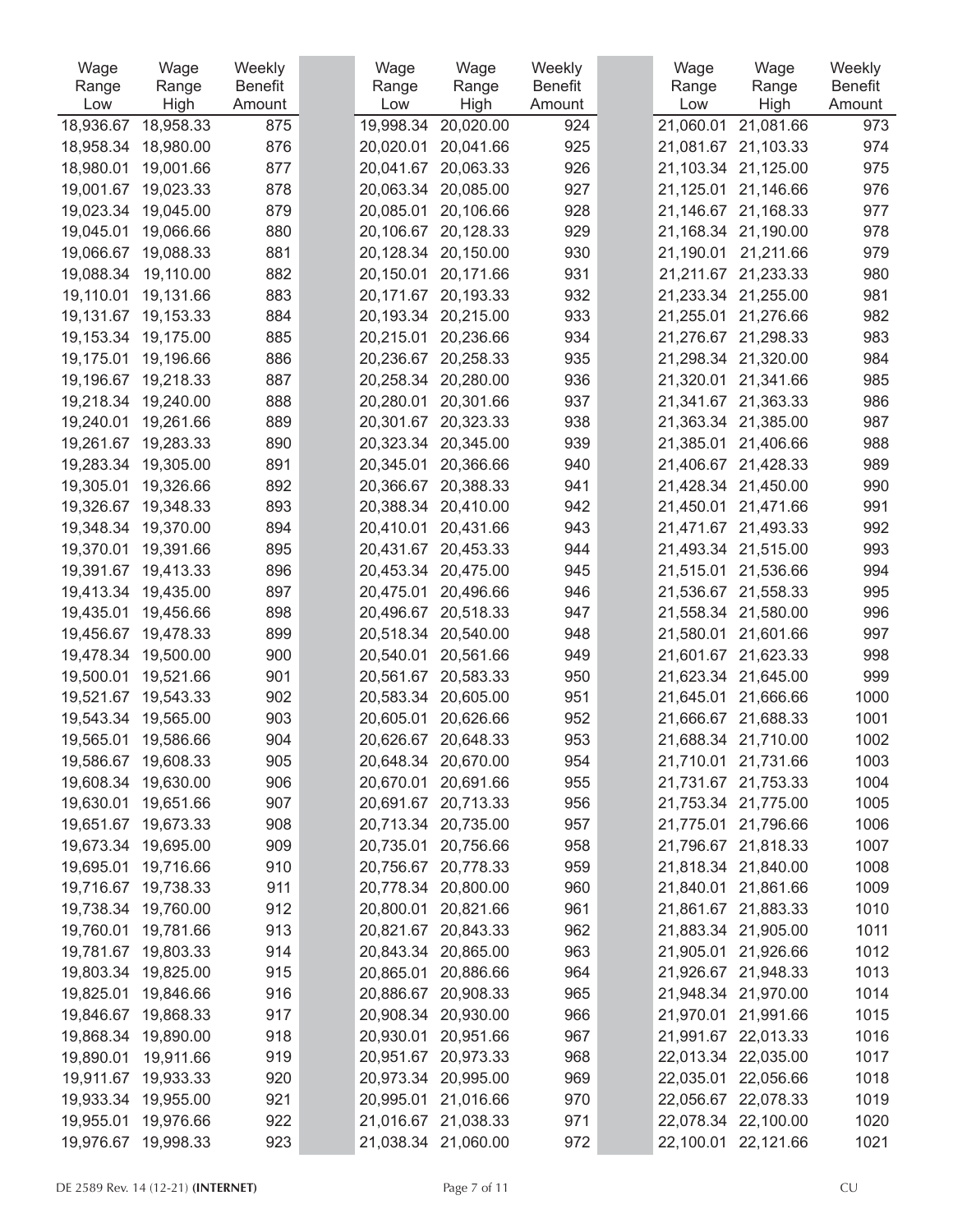| Wage Range Low | Wage Range High | Weekly Benefit Amount | Wage Range Low | Wage Range High | Weekly Benefit Amount | Wage Range Low | Wage Range High | Weekly Benefit Amount |
|---|---|---|---|---|---|---|---|---|
| 18,936.67 | 18,958.33 | 875 | 19,998.34 | 20,020.00 | 924 | 21,060.01 | 21,081.66 | 973 |
| 18,958.34 | 18,980.00 | 876 | 20,020.01 | 20,041.66 | 925 | 21,081.67 | 21,103.33 | 974 |
| 18,980.01 | 19,001.66 | 877 | 20,041.67 | 20,063.33 | 926 | 21,103.34 | 21,125.00 | 975 |
| 19,001.67 | 19,023.33 | 878 | 20,063.34 | 20,085.00 | 927 | 21,125.01 | 21,146.66 | 976 |
| 19,023.34 | 19,045.00 | 879 | 20,085.01 | 20,106.66 | 928 | 21,146.67 | 21,168.33 | 977 |
| 19,045.01 | 19,066.66 | 880 | 20,106.67 | 20,128.33 | 929 | 21,168.34 | 21,190.00 | 978 |
| 19,066.67 | 19,088.33 | 881 | 20,128.34 | 20,150.00 | 930 | 21,190.01 | 21,211.66 | 979 |
| 19,088.34 | 19,110.00 | 882 | 20,150.01 | 20,171.66 | 931 | 21,211.67 | 21,233.33 | 980 |
| 19,110.01 | 19,131.66 | 883 | 20,171.67 | 20,193.33 | 932 | 21,233.34 | 21,255.00 | 981 |
| 19,131.67 | 19,153.33 | 884 | 20,193.34 | 20,215.00 | 933 | 21,255.01 | 21,276.66 | 982 |
| 19,153.34 | 19,175.00 | 885 | 20,215.01 | 20,236.66 | 934 | 21,276.67 | 21,298.33 | 983 |
| 19,175.01 | 19,196.66 | 886 | 20,236.67 | 20,258.33 | 935 | 21,298.34 | 21,320.00 | 984 |
| 19,196.67 | 19,218.33 | 887 | 20,258.34 | 20,280.00 | 936 | 21,320.01 | 21,341.66 | 985 |
| 19,218.34 | 19,240.00 | 888 | 20,280.01 | 20,301.66 | 937 | 21,341.67 | 21,363.33 | 986 |
| 19,240.01 | 19,261.66 | 889 | 20,301.67 | 20,323.33 | 938 | 21,363.34 | 21,385.00 | 987 |
| 19,261.67 | 19,283.33 | 890 | 20,323.34 | 20,345.00 | 939 | 21,385.01 | 21,406.66 | 988 |
| 19,283.34 | 19,305.00 | 891 | 20,345.01 | 20,366.66 | 940 | 21,406.67 | 21,428.33 | 989 |
| 19,305.01 | 19,326.66 | 892 | 20,366.67 | 20,388.33 | 941 | 21,428.34 | 21,450.00 | 990 |
| 19,326.67 | 19,348.33 | 893 | 20,388.34 | 20,410.00 | 942 | 21,450.01 | 21,471.66 | 991 |
| 19,348.34 | 19,370.00 | 894 | 20,410.01 | 20,431.66 | 943 | 21,471.67 | 21,493.33 | 992 |
| 19,370.01 | 19,391.66 | 895 | 20,431.67 | 20,453.33 | 944 | 21,493.34 | 21,515.00 | 993 |
| 19,391.67 | 19,413.33 | 896 | 20,453.34 | 20,475.00 | 945 | 21,515.01 | 21,536.66 | 994 |
| 19,413.34 | 19,435.00 | 897 | 20,475.01 | 20,496.66 | 946 | 21,536.67 | 21,558.33 | 995 |
| 19,435.01 | 19,456.66 | 898 | 20,496.67 | 20,518.33 | 947 | 21,558.34 | 21,580.00 | 996 |
| 19,456.67 | 19,478.33 | 899 | 20,518.34 | 20,540.00 | 948 | 21,580.01 | 21,601.66 | 997 |
| 19,478.34 | 19,500.00 | 900 | 20,540.01 | 20,561.66 | 949 | 21,601.67 | 21,623.33 | 998 |
| 19,500.01 | 19,521.66 | 901 | 20,561.67 | 20,583.33 | 950 | 21,623.34 | 21,645.00 | 999 |
| 19,521.67 | 19,543.33 | 902 | 20,583.34 | 20,605.00 | 951 | 21,645.01 | 21,666.66 | 1000 |
| 19,543.34 | 19,565.00 | 903 | 20,605.01 | 20,626.66 | 952 | 21,666.67 | 21,688.33 | 1001 |
| 19,565.01 | 19,586.66 | 904 | 20,626.67 | 20,648.33 | 953 | 21,688.34 | 21,710.00 | 1002 |
| 19,586.67 | 19,608.33 | 905 | 20,648.34 | 20,670.00 | 954 | 21,710.01 | 21,731.66 | 1003 |
| 19,608.34 | 19,630.00 | 906 | 20,670.01 | 20,691.66 | 955 | 21,731.67 | 21,753.33 | 1004 |
| 19,630.01 | 19,651.66 | 907 | 20,691.67 | 20,713.33 | 956 | 21,753.34 | 21,775.00 | 1005 |
| 19,651.67 | 19,673.33 | 908 | 20,713.34 | 20,735.00 | 957 | 21,775.01 | 21,796.66 | 1006 |
| 19,673.34 | 19,695.00 | 909 | 20,735.01 | 20,756.66 | 958 | 21,796.67 | 21,818.33 | 1007 |
| 19,695.01 | 19,716.66 | 910 | 20,756.67 | 20,778.33 | 959 | 21,818.34 | 21,840.00 | 1008 |
| 19,716.67 | 19,738.33 | 911 | 20,778.34 | 20,800.00 | 960 | 21,840.01 | 21,861.66 | 1009 |
| 19,738.34 | 19,760.00 | 912 | 20,800.01 | 20,821.66 | 961 | 21,861.67 | 21,883.33 | 1010 |
| 19,760.01 | 19,781.66 | 913 | 20,821.67 | 20,843.33 | 962 | 21,883.34 | 21,905.00 | 1011 |
| 19,781.67 | 19,803.33 | 914 | 20,843.34 | 20,865.00 | 963 | 21,905.01 | 21,926.66 | 1012 |
| 19,803.34 | 19,825.00 | 915 | 20,865.01 | 20,886.66 | 964 | 21,926.67 | 21,948.33 | 1013 |
| 19,825.01 | 19,846.66 | 916 | 20,886.67 | 20,908.33 | 965 | 21,948.34 | 21,970.00 | 1014 |
| 19,846.67 | 19,868.33 | 917 | 20,908.34 | 20,930.00 | 966 | 21,970.01 | 21,991.66 | 1015 |
| 19,868.34 | 19,890.00 | 918 | 20,930.01 | 20,951.66 | 967 | 21,991.67 | 22,013.33 | 1016 |
| 19,890.01 | 19,911.66 | 919 | 20,951.67 | 20,973.33 | 968 | 22,013.34 | 22,035.00 | 1017 |
| 19,911.67 | 19,933.33 | 920 | 20,973.34 | 20,995.00 | 969 | 22,035.01 | 22,056.66 | 1018 |
| 19,933.34 | 19,955.00 | 921 | 20,995.01 | 21,016.66 | 970 | 22,056.67 | 22,078.33 | 1019 |
| 19,955.01 | 19,976.66 | 922 | 21,016.67 | 21,038.33 | 971 | 22,078.34 | 22,100.00 | 1020 |
| 19,976.67 | 19,998.33 | 923 | 21,038.34 | 21,060.00 | 972 | 22,100.01 | 22,121.66 | 1021 |

DE 2589 Rev. 14 (12-21) **(INTERNET)** CU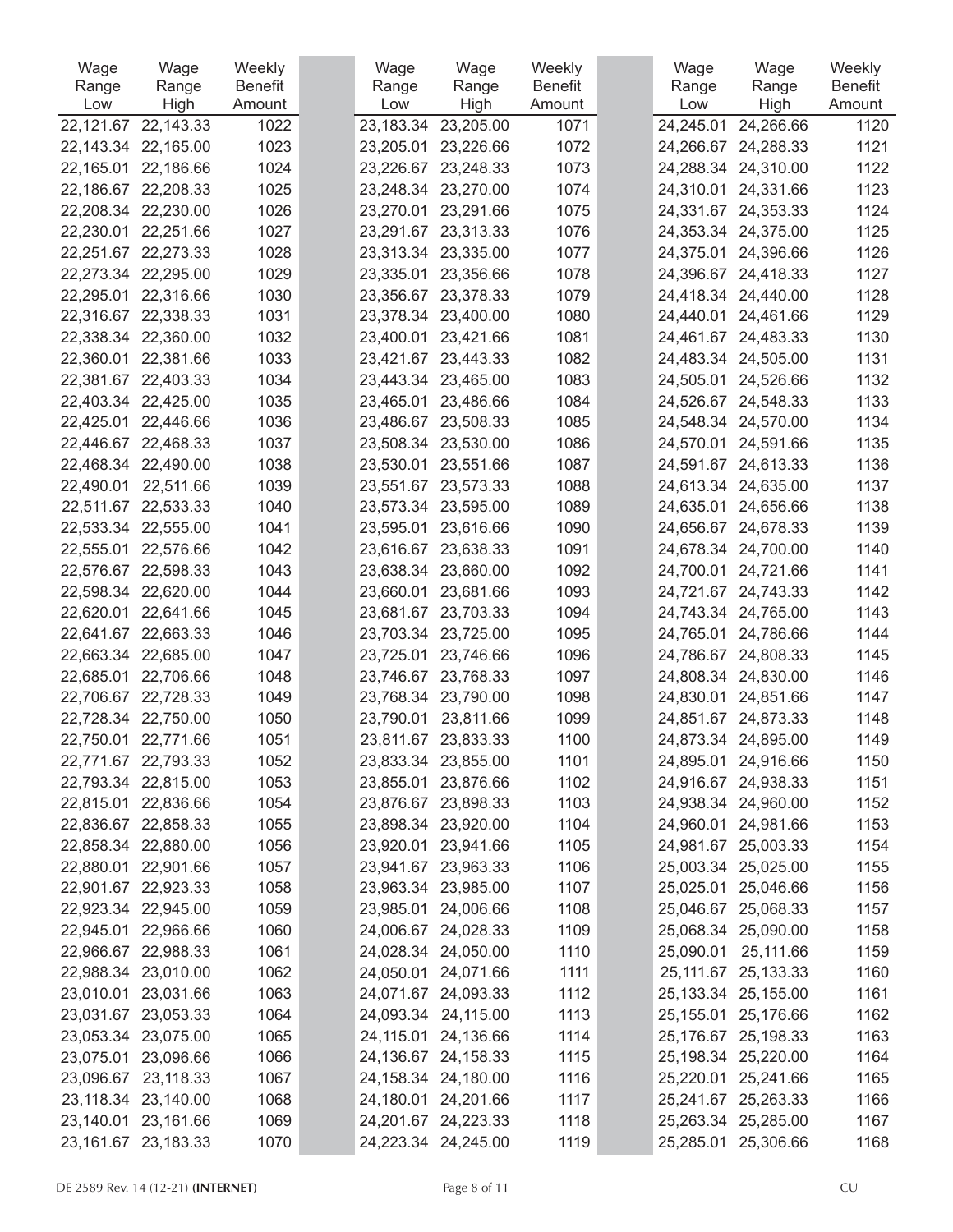| Wage Range Low | Wage Range High | Weekly Benefit Amount | Wage Range Low | Wage Range High | Weekly Benefit Amount | Wage Range Low | Wage Range High | Weekly Benefit Amount |
|---|---|---|---|---|---|---|---|---|
| 22,121.67 | 22,143.33 | 1022 | 23,183.34 | 23,205.00 | 1071 | 24,245.01 | 24,266.66 | 1120 |
| 22,143.34 | 22,165.00 | 1023 | 23,205.01 | 23,226.66 | 1072 | 24,266.67 | 24,288.33 | 1121 |
| 22,165.01 | 22,186.66 | 1024 | 23,226.67 | 23,248.33 | 1073 | 24,288.34 | 24,310.00 | 1122 |
| 22,186.67 | 22,208.33 | 1025 | 23,248.34 | 23,270.00 | 1074 | 24,310.01 | 24,331.66 | 1123 |
| 22,208.34 | 22,230.00 | 1026 | 23,270.01 | 23,291.66 | 1075 | 24,331.67 | 24,353.33 | 1124 |
| 22,230.01 | 22,251.66 | 1027 | 23,291.67 | 23,313.33 | 1076 | 24,353.34 | 24,375.00 | 1125 |
| 22,251.67 | 22,273.33 | 1028 | 23,313.34 | 23,335.00 | 1077 | 24,375.01 | 24,396.66 | 1126 |
| 22,273.34 | 22,295.00 | 1029 | 23,335.01 | 23,356.66 | 1078 | 24,396.67 | 24,418.33 | 1127 |
| 22,295.01 | 22,316.66 | 1030 | 23,356.67 | 23,378.33 | 1079 | 24,418.34 | 24,440.00 | 1128 |
| 22,316.67 | 22,338.33 | 1031 | 23,378.34 | 23,400.00 | 1080 | 24,440.01 | 24,461.66 | 1129 |
| 22,338.34 | 22,360.00 | 1032 | 23,400.01 | 23,421.66 | 1081 | 24,461.67 | 24,483.33 | 1130 |
| 22,360.01 | 22,381.66 | 1033 | 23,421.67 | 23,443.33 | 1082 | 24,483.34 | 24,505.00 | 1131 |
| 22,381.67 | 22,403.33 | 1034 | 23,443.34 | 23,465.00 | 1083 | 24,505.01 | 24,526.66 | 1132 |
| 22,403.34 | 22,425.00 | 1035 | 23,465.01 | 23,486.66 | 1084 | 24,526.67 | 24,548.33 | 1133 |
| 22,425.01 | 22,446.66 | 1036 | 23,486.67 | 23,508.33 | 1085 | 24,548.34 | 24,570.00 | 1134 |
| 22,446.67 | 22,468.33 | 1037 | 23,508.34 | 23,530.00 | 1086 | 24,570.01 | 24,591.66 | 1135 |
| 22,468.34 | 22,490.00 | 1038 | 23,530.01 | 23,551.66 | 1087 | 24,591.67 | 24,613.33 | 1136 |
| 22,490.01 | 22,511.66 | 1039 | 23,551.67 | 23,573.33 | 1088 | 24,613.34 | 24,635.00 | 1137 |
| 22,511.67 | 22,533.33 | 1040 | 23,573.34 | 23,595.00 | 1089 | 24,635.01 | 24,656.66 | 1138 |
| 22,533.34 | 22,555.00 | 1041 | 23,595.01 | 23,616.66 | 1090 | 24,656.67 | 24,678.33 | 1139 |
| 22,555.01 | 22,576.66 | 1042 | 23,616.67 | 23,638.33 | 1091 | 24,678.34 | 24,700.00 | 1140 |
| 22,576.67 | 22,598.33 | 1043 | 23,638.34 | 23,660.00 | 1092 | 24,700.01 | 24,721.66 | 1141 |
| 22,598.34 | 22,620.00 | 1044 | 23,660.01 | 23,681.66 | 1093 | 24,721.67 | 24,743.33 | 1142 |
| 22,620.01 | 22,641.66 | 1045 | 23,681.67 | 23,703.33 | 1094 | 24,743.34 | 24,765.00 | 1143 |
| 22,641.67 | 22,663.33 | 1046 | 23,703.34 | 23,725.00 | 1095 | 24,765.01 | 24,786.66 | 1144 |
| 22,663.34 | 22,685.00 | 1047 | 23,725.01 | 23,746.66 | 1096 | 24,786.67 | 24,808.33 | 1145 |
| 22,685.01 | 22,706.66 | 1048 | 23,746.67 | 23,768.33 | 1097 | 24,808.34 | 24,830.00 | 1146 |
| 22,706.67 | 22,728.33 | 1049 | 23,768.34 | 23,790.00 | 1098 | 24,830.01 | 24,851.66 | 1147 |
| 22,728.34 | 22,750.00 | 1050 | 23,790.01 | 23,811.66 | 1099 | 24,851.67 | 24,873.33 | 1148 |
| 22,750.01 | 22,771.66 | 1051 | 23,811.67 | 23,833.33 | 1100 | 24,873.34 | 24,895.00 | 1149 |
| 22,771.67 | 22,793.33 | 1052 | 23,833.34 | 23,855.00 | 1101 | 24,895.01 | 24,916.66 | 1150 |
| 22,793.34 | 22,815.00 | 1053 | 23,855.01 | 23,876.66 | 1102 | 24,916.67 | 24,938.33 | 1151 |
| 22,815.01 | 22,836.66 | 1054 | 23,876.67 | 23,898.33 | 1103 | 24,938.34 | 24,960.00 | 1152 |
| 22,836.67 | 22,858.33 | 1055 | 23,898.34 | 23,920.00 | 1104 | 24,960.01 | 24,981.66 | 1153 |
| 22,858.34 | 22,880.00 | 1056 | 23,920.01 | 23,941.66 | 1105 | 24,981.67 | 25,003.33 | 1154 |
| 22,880.01 | 22,901.66 | 1057 | 23,941.67 | 23,963.33 | 1106 | 25,003.34 | 25,025.00 | 1155 |
| 22,901.67 | 22,923.33 | 1058 | 23,963.34 | 23,985.00 | 1107 | 25,025.01 | 25,046.66 | 1156 |
| 22,923.34 | 22,945.00 | 1059 | 23,985.01 | 24,006.66 | 1108 | 25,046.67 | 25,068.33 | 1157 |
| 22,945.01 | 22,966.66 | 1060 | 24,006.67 | 24,028.33 | 1109 | 25,068.34 | 25,090.00 | 1158 |
| 22,966.67 | 22,988.33 | 1061 | 24,028.34 | 24,050.00 | 1110 | 25,090.01 | 25,111.66 | 1159 |
| 22,988.34 | 23,010.00 | 1062 | 24,050.01 | 24,071.66 | 1111 | 25,111.67 | 25,133.33 | 1160 |
| 23,010.01 | 23,031.66 | 1063 | 24,071.67 | 24,093.33 | 1112 | 25,133.34 | 25,155.00 | 1161 |
| 23,031.67 | 23,053.33 | 1064 | 24,093.34 | 24,115.00 | 1113 | 25,155.01 | 25,176.66 | 1162 |
| 23,053.34 | 23,075.00 | 1065 | 24,115.01 | 24,136.66 | 1114 | 25,176.67 | 25,198.33 | 1163 |
| 23,075.01 | 23,096.66 | 1066 | 24,136.67 | 24,158.33 | 1115 | 25,198.34 | 25,220.00 | 1164 |
| 23,096.67 | 23,118.33 | 1067 | 24,158.34 | 24,180.00 | 1116 | 25,220.01 | 25,241.66 | 1165 |
| 23,118.34 | 23,140.00 | 1068 | 24,180.01 | 24,201.66 | 1117 | 25,241.67 | 25,263.33 | 1166 |
| 23,140.01 | 23,161.66 | 1069 | 24,201.67 | 24,223.33 | 1118 | 25,263.34 | 25,285.00 | 1167 |
| 23,161.67 | 23,183.33 | 1070 | 24,223.34 | 24,245.00 | 1119 | 25,285.01 | 25,306.66 | 1168 |

DE 2589 Rev. 14 (12-21) **(INTERNET)** CU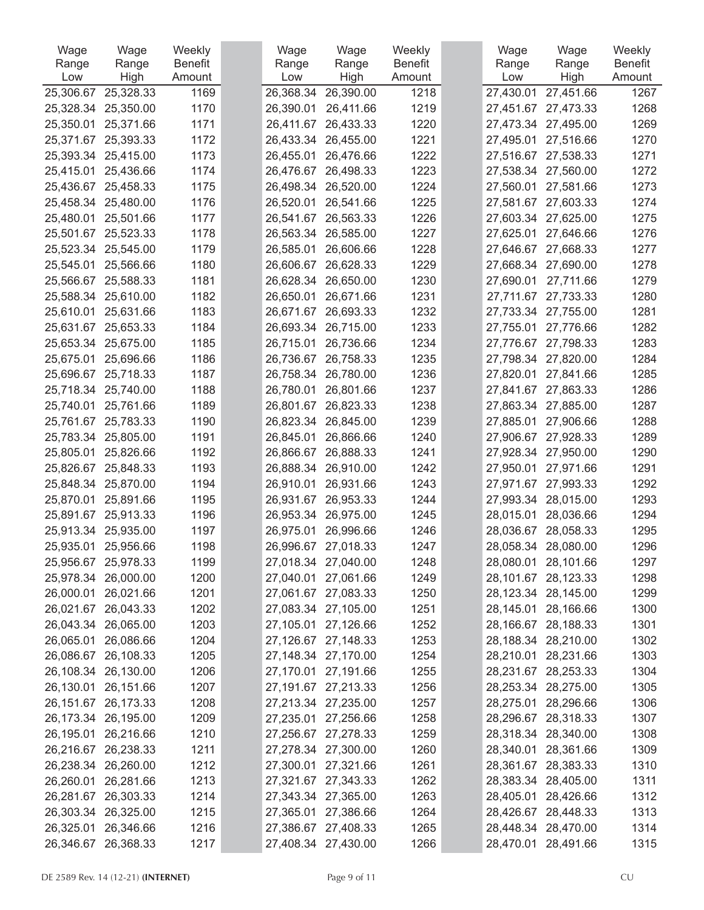| Wage Range Low | Wage Range High | Weekly Benefit Amount |
|---|---|---|
| 25,306.67 | 25,328.33 | 1169 |
| 25,328.34 | 25,350.00 | 1170 |
| 25,350.01 | 25,371.66 | 1171 |
| 25,371.67 | 25,393.33 | 1172 |
| 25,393.34 | 25,415.00 | 1173 |
| 25,415.01 | 25,436.66 | 1174 |
| 25,436.67 | 25,458.33 | 1175 |
| 25,458.34 | 25,480.00 | 1176 |
| 25,480.01 | 25,501.66 | 1177 |
| 25,501.67 | 25,523.33 | 1178 |
| 25,523.34 | 25,545.00 | 1179 |
| 25,545.01 | 25,566.66 | 1180 |
| 25,566.67 | 25,588.33 | 1181 |
| 25,588.34 | 25,610.00 | 1182 |
| 25,610.01 | 25,631.66 | 1183 |
| 25,631.67 | 25,653.33 | 1184 |
| 25,653.34 | 25,675.00 | 1185 |
| 25,675.01 | 25,696.66 | 1186 |
| 25,696.67 | 25,718.33 | 1187 |
| 25,718.34 | 25,740.00 | 1188 |
| 25,740.01 | 25,761.66 | 1189 |
| 25,761.67 | 25,783.33 | 1190 |
| 25,783.34 | 25,805.00 | 1191 |
| 25,805.01 | 25,826.66 | 1192 |
| 25,826.67 | 25,848.33 | 1193 |
| 25,848.34 | 25,870.00 | 1194 |
| 25,870.01 | 25,891.66 | 1195 |
| 25,891.67 | 25,913.33 | 1196 |
| 25,913.34 | 25,935.00 | 1197 |
| 25,935.01 | 25,956.66 | 1198 |
| 25,956.67 | 25,978.33 | 1199 |
| 25,978.34 | 26,000.00 | 1200 |
| 26,000.01 | 26,021.66 | 1201 |
| 26,021.67 | 26,043.33 | 1202 |
| 26,043.34 | 26,065.00 | 1203 |
| 26,065.01 | 26,086.66 | 1204 |
| 26,086.67 | 26,108.33 | 1205 |
| 26,108.34 | 26,130.00 | 1206 |
| 26,130.01 | 26,151.66 | 1207 |
| 26,151.67 | 26,173.33 | 1208 |
| 26,173.34 | 26,195.00 | 1209 |
| 26,195.01 | 26,216.66 | 1210 |
| 26,216.67 | 26,238.33 | 1211 |
| 26,238.34 | 26,260.00 | 1212 |
| 26,260.01 | 26,281.66 | 1213 |
| 26,281.67 | 26,303.33 | 1214 |
| 26,303.34 | 26,325.00 | 1215 |
| 26,325.01 | 26,346.66 | 1216 |
| 26,346.67 | 26,368.33 | 1217 |
| 26,368.34 | 26,390.00 | 1218 |
| 26,390.01 | 26,411.66 | 1219 |
| 26,411.67 | 26,433.33 | 1220 |
| 26,433.34 | 26,455.00 | 1221 |
| 26,455.01 | 26,476.66 | 1222 |
| 26,476.67 | 26,498.33 | 1223 |
| 26,498.34 | 26,520.00 | 1224 |
| 26,520.01 | 26,541.66 | 1225 |
| 26,541.67 | 26,563.33 | 1226 |
| 26,563.34 | 26,585.00 | 1227 |
| 26,585.01 | 26,606.66 | 1228 |
| 26,606.67 | 26,628.33 | 1229 |
| 26,628.34 | 26,650.00 | 1230 |
| 26,650.01 | 26,671.66 | 1231 |
| 26,671.67 | 26,693.33 | 1232 |
| 26,693.34 | 26,715.00 | 1233 |
| 26,715.01 | 26,736.66 | 1234 |
| 26,736.67 | 26,758.33 | 1235 |
| 26,758.34 | 26,780.00 | 1236 |
| 26,780.01 | 26,801.66 | 1237 |
| 26,801.67 | 26,823.33 | 1238 |
| 26,823.34 | 26,845.00 | 1239 |
| 26,845.01 | 26,866.66 | 1240 |
| 26,866.67 | 26,888.33 | 1241 |
| 26,888.34 | 26,910.00 | 1242 |
| 26,910.01 | 26,931.66 | 1243 |
| 26,931.67 | 26,953.33 | 1244 |
| 26,953.34 | 26,975.00 | 1245 |
| 26,975.01 | 26,996.66 | 1246 |
| 26,996.67 | 27,018.33 | 1247 |
| 27,018.34 | 27,040.00 | 1248 |
| 27,040.01 | 27,061.66 | 1249 |
| 27,061.67 | 27,083.33 | 1250 |
| 27,083.34 | 27,105.00 | 1251 |
| 27,105.01 | 27,126.66 | 1252 |
| 27,126.67 | 27,148.33 | 1253 |
| 27,148.34 | 27,170.00 | 1254 |
| 27,170.01 | 27,191.66 | 1255 |
| 27,191.67 | 27,213.33 | 1256 |
| 27,213.34 | 27,235.00 | 1257 |
| 27,235.01 | 27,256.66 | 1258 |
| 27,256.67 | 27,278.33 | 1259 |
| 27,278.34 | 27,300.00 | 1260 |
| 27,300.01 | 27,321.66 | 1261 |
| 27,321.67 | 27,343.33 | 1262 |
| 27,343.34 | 27,365.00 | 1263 |
| 27,365.01 | 27,386.66 | 1264 |
| 27,386.67 | 27,408.33 | 1265 |
| 27,408.34 | 27,430.00 | 1266 |
| 27,430.01 | 27,451.66 | 1267 |
| 27,451.67 | 27,473.33 | 1268 |
| 27,473.34 | 27,495.00 | 1269 |
| 27,495.01 | 27,516.66 | 1270 |
| 27,516.67 | 27,538.33 | 1271 |
| 27,538.34 | 27,560.00 | 1272 |
| 27,560.01 | 27,581.66 | 1273 |
| 27,581.67 | 27,603.33 | 1274 |
| 27,603.34 | 27,625.00 | 1275 |
| 27,625.01 | 27,646.66 | 1276 |
| 27,646.67 | 27,668.33 | 1277 |
| 27,668.34 | 27,690.00 | 1278 |
| 27,690.01 | 27,711.66 | 1279 |
| 27,711.67 | 27,733.33 | 1280 |
| 27,733.34 | 27,755.00 | 1281 |
| 27,755.01 | 27,776.66 | 1282 |
| 27,776.67 | 27,798.33 | 1283 |
| 27,798.34 | 27,820.00 | 1284 |
| 27,820.01 | 27,841.66 | 1285 |
| 27,841.67 | 27,863.33 | 1286 |
| 27,863.34 | 27,885.00 | 1287 |
| 27,885.01 | 27,906.66 | 1288 |
| 27,906.67 | 27,928.33 | 1289 |
| 27,928.34 | 27,950.00 | 1290 |
| 27,950.01 | 27,971.66 | 1291 |
| 27,971.67 | 27,993.33 | 1292 |
| 27,993.34 | 28,015.00 | 1293 |
| 28,015.01 | 28,036.66 | 1294 |
| 28,036.67 | 28,058.33 | 1295 |
| 28,058.34 | 28,080.00 | 1296 |
| 28,080.01 | 28,101.66 | 1297 |
| 28,101.67 | 28,123.33 | 1298 |
| 28,123.34 | 28,145.00 | 1299 |
| 28,145.01 | 28,166.66 | 1300 |
| 28,166.67 | 28,188.33 | 1301 |
| 28,188.34 | 28,210.00 | 1302 |
| 28,210.01 | 28,231.66 | 1303 |
| 28,231.67 | 28,253.33 | 1304 |
| 28,253.34 | 28,275.00 | 1305 |
| 28,275.01 | 28,296.66 | 1306 |
| 28,296.67 | 28,318.33 | 1307 |
| 28,318.34 | 28,340.00 | 1308 |
| 28,340.01 | 28,361.66 | 1309 |
| 28,361.67 | 28,383.33 | 1310 |
| 28,383.34 | 28,405.00 | 1311 |
| 28,405.01 | 28,426.66 | 1312 |
| 28,426.67 | 28,448.33 | 1313 |
| 28,448.34 | 28,470.00 | 1314 |
| 28,470.01 | 28,491.66 | 1315 |

DE 2589 Rev. 14 (12-21) **(INTERNET)** CU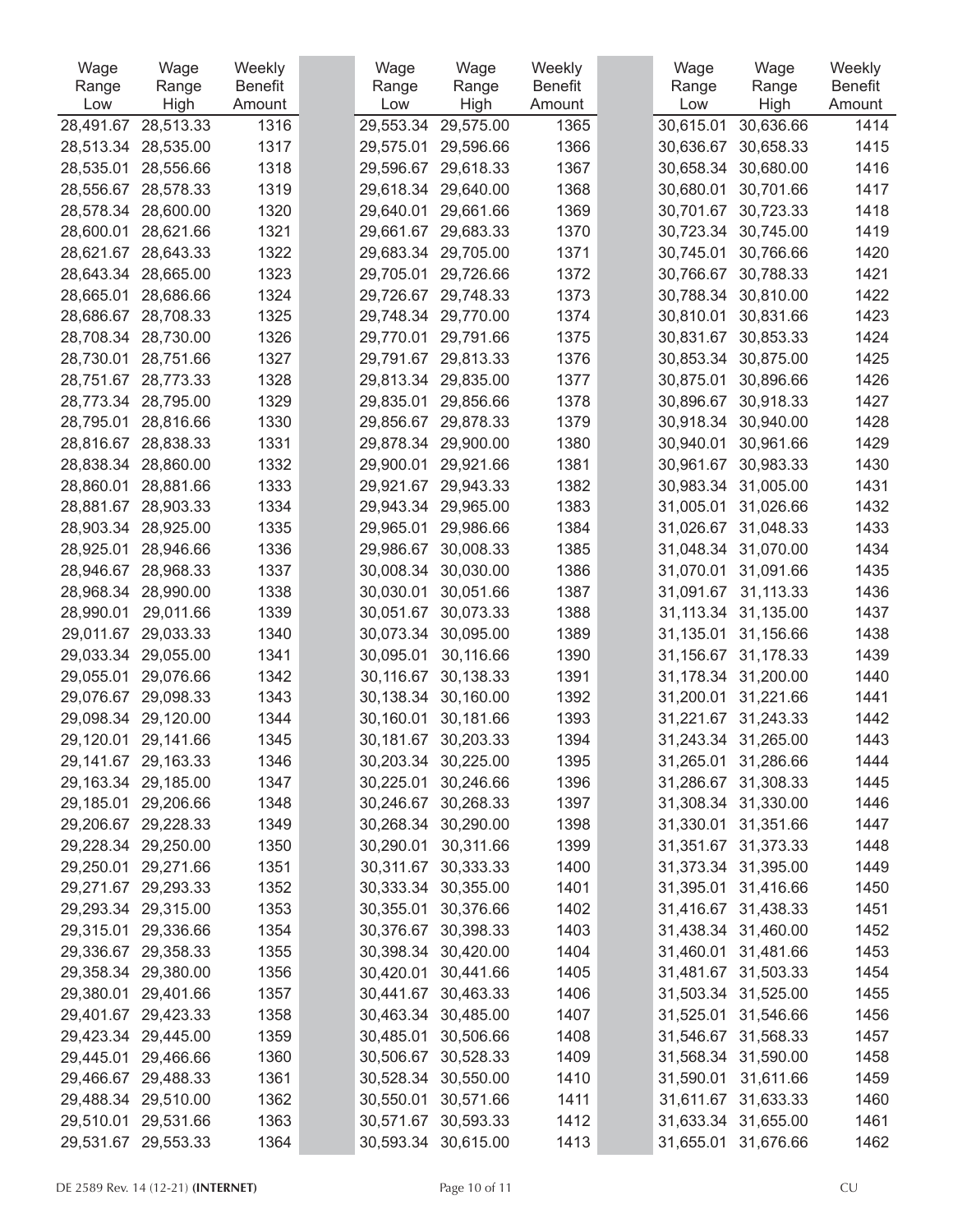| Wage Range Low | Wage Range High | Weekly Benefit Amount |
|---|---|---|
| 28,491.67 | 28,513.33 | 1316 |
| 28,513.34 | 28,535.00 | 1317 |
| 28,535.01 | 28,556.66 | 1318 |
| 28,556.67 | 28,578.33 | 1319 |
| 28,578.34 | 28,600.00 | 1320 |
| 28,600.01 | 28,621.66 | 1321 |
| 28,621.67 | 28,643.33 | 1322 |
| 28,643.34 | 28,665.00 | 1323 |
| 28,665.01 | 28,686.66 | 1324 |
| 28,686.67 | 28,708.33 | 1325 |
| 28,708.34 | 28,730.00 | 1326 |
| 28,730.01 | 28,751.66 | 1327 |
| 28,751.67 | 28,773.33 | 1328 |
| 28,773.34 | 28,795.00 | 1329 |
| 28,795.01 | 28,816.66 | 1330 |
| 28,816.67 | 28,838.33 | 1331 |
| 28,838.34 | 28,860.00 | 1332 |
| 28,860.01 | 28,881.66 | 1333 |
| 28,881.67 | 28,903.33 | 1334 |
| 28,903.34 | 28,925.00 | 1335 |
| 28,925.01 | 28,946.66 | 1336 |
| 28,946.67 | 28,968.33 | 1337 |
| 28,968.34 | 28,990.00 | 1338 |
| 28,990.01 | 29,011.66 | 1339 |
| 29,011.67 | 29,033.33 | 1340 |
| 29,033.34 | 29,055.00 | 1341 |
| 29,055.01 | 29,076.66 | 1342 |
| 29,076.67 | 29,098.33 | 1343 |
| 29,098.34 | 29,120.00 | 1344 |
| 29,120.01 | 29,141.66 | 1345 |
| 29,141.67 | 29,163.33 | 1346 |
| 29,163.34 | 29,185.00 | 1347 |
| 29,185.01 | 29,206.66 | 1348 |
| 29,206.67 | 29,228.33 | 1349 |
| 29,228.34 | 29,250.00 | 1350 |
| 29,250.01 | 29,271.66 | 1351 |
| 29,271.67 | 29,293.33 | 1352 |
| 29,293.34 | 29,315.00 | 1353 |
| 29,315.01 | 29,336.66 | 1354 |
| 29,336.67 | 29,358.33 | 1355 |
| 29,358.34 | 29,380.00 | 1356 |
| 29,380.01 | 29,401.66 | 1357 |
| 29,401.67 | 29,423.33 | 1358 |
| 29,423.34 | 29,445.00 | 1359 |
| 29,445.01 | 29,466.66 | 1360 |
| 29,466.67 | 29,488.33 | 1361 |
| 29,488.34 | 29,510.00 | 1362 |
| 29,510.01 | 29,531.66 | 1363 |
| 29,531.67 | 29,553.33 | 1364 |
| 29,553.34 | 29,575.00 | 1365 |
| 29,575.01 | 29,596.66 | 1366 |
| 29,596.67 | 29,618.33 | 1367 |
| 29,618.34 | 29,640.00 | 1368 |
| 29,640.01 | 29,661.66 | 1369 |
| 29,661.67 | 29,683.33 | 1370 |
| 29,683.34 | 29,705.00 | 1371 |
| 29,705.01 | 29,726.66 | 1372 |
| 29,726.67 | 29,748.33 | 1373 |
| 29,748.34 | 29,770.00 | 1374 |
| 29,770.01 | 29,791.66 | 1375 |
| 29,791.67 | 29,813.33 | 1376 |
| 29,813.34 | 29,835.00 | 1377 |
| 29,835.01 | 29,856.66 | 1378 |
| 29,856.67 | 29,878.33 | 1379 |
| 29,878.34 | 29,900.00 | 1380 |
| 29,900.01 | 29,921.66 | 1381 |
| 29,921.67 | 29,943.33 | 1382 |
| 29,943.34 | 29,965.00 | 1383 |
| 29,965.01 | 29,986.66 | 1384 |
| 29,986.67 | 30,008.33 | 1385 |
| 30,008.34 | 30,030.00 | 1386 |
| 30,030.01 | 30,051.66 | 1387 |
| 30,051.67 | 30,073.33 | 1388 |
| 30,073.34 | 30,095.00 | 1389 |
| 30,095.01 | 30,116.66 | 1390 |
| 30,116.67 | 30,138.33 | 1391 |
| 30,138.34 | 30,160.00 | 1392 |
| 30,160.01 | 30,181.66 | 1393 |
| 30,181.67 | 30,203.33 | 1394 |
| 30,203.34 | 30,225.00 | 1395 |
| 30,225.01 | 30,246.66 | 1396 |
| 30,246.67 | 30,268.33 | 1397 |
| 30,268.34 | 30,290.00 | 1398 |
| 30,290.01 | 30,311.66 | 1399 |
| 30,311.67 | 30,333.33 | 1400 |
| 30,333.34 | 30,355.00 | 1401 |
| 30,355.01 | 30,376.66 | 1402 |
| 30,376.67 | 30,398.33 | 1403 |
| 30,398.34 | 30,420.00 | 1404 |
| 30,420.01 | 30,441.66 | 1405 |
| 30,441.67 | 30,463.33 | 1406 |
| 30,463.34 | 30,485.00 | 1407 |
| 30,485.01 | 30,506.66 | 1408 |
| 30,506.67 | 30,528.33 | 1409 |
| 30,528.34 | 30,550.00 | 1410 |
| 30,550.01 | 30,571.66 | 1411 |
| 30,571.67 | 30,593.33 | 1412 |
| 30,593.34 | 30,615.00 | 1413 |
| 30,615.01 | 30,636.66 | 1414 |
| 30,636.67 | 30,658.33 | 1415 |
| 30,658.34 | 30,680.00 | 1416 |
| 30,680.01 | 30,701.66 | 1417 |
| 30,701.67 | 30,723.33 | 1418 |
| 30,723.34 | 30,745.00 | 1419 |
| 30,745.01 | 30,766.66 | 1420 |
| 30,766.67 | 30,788.33 | 1421 |
| 30,788.34 | 30,810.00 | 1422 |
| 30,810.01 | 30,831.66 | 1423 |
| 30,831.67 | 30,853.33 | 1424 |
| 30,853.34 | 30,875.00 | 1425 |
| 30,875.01 | 30,896.66 | 1426 |
| 30,896.67 | 30,918.33 | 1427 |
| 30,918.34 | 30,940.00 | 1428 |
| 30,940.01 | 30,961.66 | 1429 |
| 30,961.67 | 30,983.33 | 1430 |
| 30,983.34 | 31,005.00 | 1431 |
| 31,005.01 | 31,026.66 | 1432 |
| 31,026.67 | 31,048.33 | 1433 |
| 31,048.34 | 31,070.00 | 1434 |
| 31,070.01 | 31,091.66 | 1435 |
| 31,091.67 | 31,113.33 | 1436 |
| 31,113.34 | 31,135.00 | 1437 |
| 31,135.01 | 31,156.66 | 1438 |
| 31,156.67 | 31,178.33 | 1439 |
| 31,178.34 | 31,200.00 | 1440 |
| 31,200.01 | 31,221.66 | 1441 |
| 31,221.67 | 31,243.33 | 1442 |
| 31,243.34 | 31,265.00 | 1443 |
| 31,265.01 | 31,286.66 | 1444 |
| 31,286.67 | 31,308.33 | 1445 |
| 31,308.34 | 31,330.00 | 1446 |
| 31,330.01 | 31,351.66 | 1447 |
| 31,351.67 | 31,373.33 | 1448 |
| 31,373.34 | 31,395.00 | 1449 |
| 31,395.01 | 31,416.66 | 1450 |
| 31,416.67 | 31,438.33 | 1451 |
| 31,438.34 | 31,460.00 | 1452 |
| 31,460.01 | 31,481.66 | 1453 |
| 31,481.67 | 31,503.33 | 1454 |
| 31,503.34 | 31,525.00 | 1455 |
| 31,525.01 | 31,546.66 | 1456 |
| 31,546.67 | 31,568.33 | 1457 |
| 31,568.34 | 31,590.00 | 1458 |
| 31,590.01 | 31,611.66 | 1459 |
| 31,611.67 | 31,633.33 | 1460 |
| 31,633.34 | 31,655.00 | 1461 |
| 31,655.01 | 31,676.66 | 1462 |

DE 2589 Rev. 14 (12-21) **(INTERNET)** CU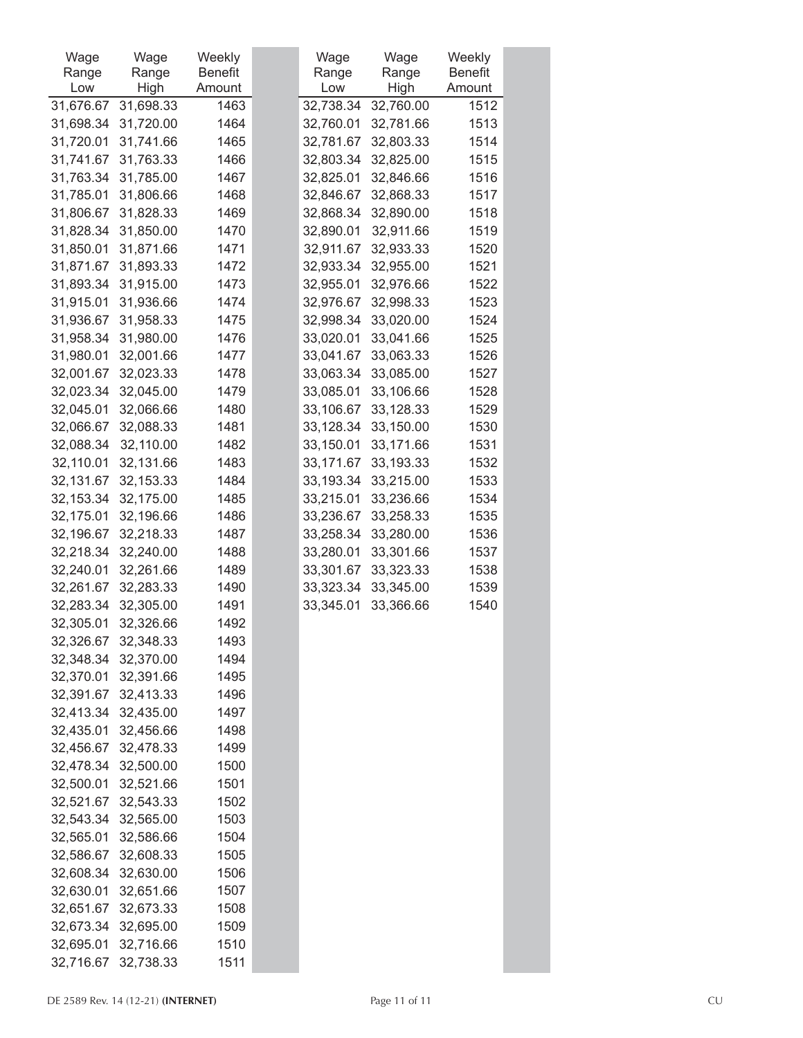| Wage Range Low | Wage Range High | Weekly Benefit Amount |
|---|---|---|
| 31,676.67 | 31,698.33 | 1463 |
| 31,698.34 | 31,720.00 | 1464 |
| 31,720.01 | 31,741.66 | 1465 |
| 31,741.67 | 31,763.33 | 1466 |
| 31,763.34 | 31,785.00 | 1467 |
| 31,785.01 | 31,806.66 | 1468 |
| 31,806.67 | 31,828.33 | 1469 |
| 31,828.34 | 31,850.00 | 1470 |
| 31,850.01 | 31,871.66 | 1471 |
| 31,871.67 | 31,893.33 | 1472 |
| 31,893.34 | 31,915.00 | 1473 |
| 31,915.01 | 31,936.66 | 1474 |
| 31,936.67 | 31,958.33 | 1475 |
| 31,958.34 | 31,980.00 | 1476 |
| 31,980.01 | 32,001.66 | 1477 |
| 32,001.67 | 32,023.33 | 1478 |
| 32,023.34 | 32,045.00 | 1479 |
| 32,045.01 | 32,066.66 | 1480 |
| 32,066.67 | 32,088.33 | 1481 |
| 32,088.34 | 32,110.00 | 1482 |
| 32,110.01 | 32,131.66 | 1483 |
| 32,131.67 | 32,153.33 | 1484 |
| 32,153.34 | 32,175.00 | 1485 |
| 32,175.01 | 32,196.66 | 1486 |
| 32,196.67 | 32,218.33 | 1487 |
| 32,218.34 | 32,240.00 | 1488 |
| 32,240.01 | 32,261.66 | 1489 |
| 32,261.67 | 32,283.33 | 1490 |
| 32,283.34 | 32,305.00 | 1491 |
| 32,305.01 | 32,326.66 | 1492 |
| 32,326.67 | 32,348.33 | 1493 |
| 32,348.34 | 32,370.00 | 1494 |
| 32,370.01 | 32,391.66 | 1495 |
| 32,391.67 | 32,413.33 | 1496 |
| 32,413.34 | 32,435.00 | 1497 |
| 32,435.01 | 32,456.66 | 1498 |
| 32,456.67 | 32,478.33 | 1499 |
| 32,478.34 | 32,500.00 | 1500 |
| 32,500.01 | 32,521.66 | 1501 |
| 32,521.67 | 32,543.33 | 1502 |
| 32,543.34 | 32,565.00 | 1503 |
| 32,565.01 | 32,586.66 | 1504 |
| 32,586.67 | 32,608.33 | 1505 |
| 32,608.34 | 32,630.00 | 1506 |
| 32,630.01 | 32,651.66 | 1507 |
| 32,651.67 | 32,673.33 | 1508 |
| 32,673.34 | 32,695.00 | 1509 |
| 32,695.01 | 32,716.66 | 1510 |
| 32,716.67 | 32,738.33 | 1511 |
| 32,738.34 | 32,760.00 | 1512 |
| 32,760.01 | 32,781.66 | 1513 |
| 32,781.67 | 32,803.33 | 1514 |
| 32,803.34 | 32,825.00 | 1515 |
| 32,825.01 | 32,846.66 | 1516 |
| 32,846.67 | 32,868.33 | 1517 |
| 32,868.34 | 32,890.00 | 1518 |
| 32,890.01 | 32,911.66 | 1519 |
| 32,911.67 | 32,933.33 | 1520 |
| 32,933.34 | 32,955.00 | 1521 |
| 32,955.01 | 32,976.66 | 1522 |
| 32,976.67 | 32,998.33 | 1523 |
| 32,998.34 | 33,020.00 | 1524 |
| 33,020.01 | 33,041.66 | 1525 |
| 33,041.67 | 33,063.33 | 1526 |
| 33,063.34 | 33,085.00 | 1527 |
| 33,085.01 | 33,106.66 | 1528 |
| 33,106.67 | 33,128.33 | 1529 |
| 33,128.34 | 33,150.00 | 1530 |
| 33,150.01 | 33,171.66 | 1531 |
| 33,171.67 | 33,193.33 | 1532 |
| 33,193.34 | 33,215.00 | 1533 |
| 33,215.01 | 33,236.66 | 1534 |
| 33,236.67 | 33,258.33 | 1535 |
| 33,258.34 | 33,280.00 | 1536 |
| 33,280.01 | 33,301.66 | 1537 |
| 33,301.67 | 33,323.33 | 1538 |
| 33,323.34 | 33,345.00 | 1539 |
| 33,345.01 | 33,366.66 | 1540 |

DE 2589 Rev. 14 (12-21) **(INTERNET)** CU